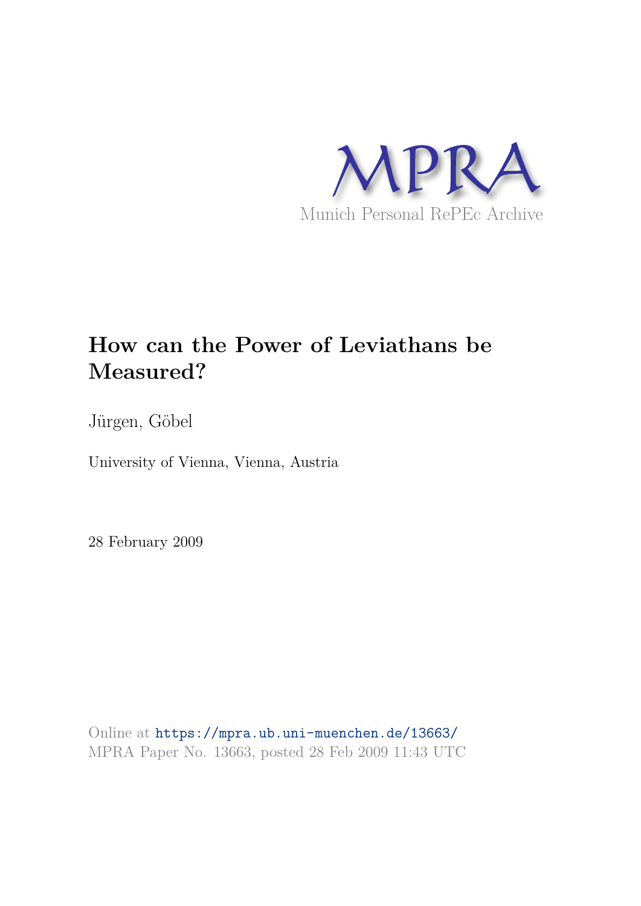MPRA

Munich Personal RePEc Archive

# How can the Power of Leviathans be Measured?

Jürgen, Göbel

University of Vienna, Vienna, Austria

28 February 2009

Online at https://mpra.ub.uni-muenchen.de/13663/
MPRA Paper No. 13663, posted 28 Feb 2009 11:43 UTC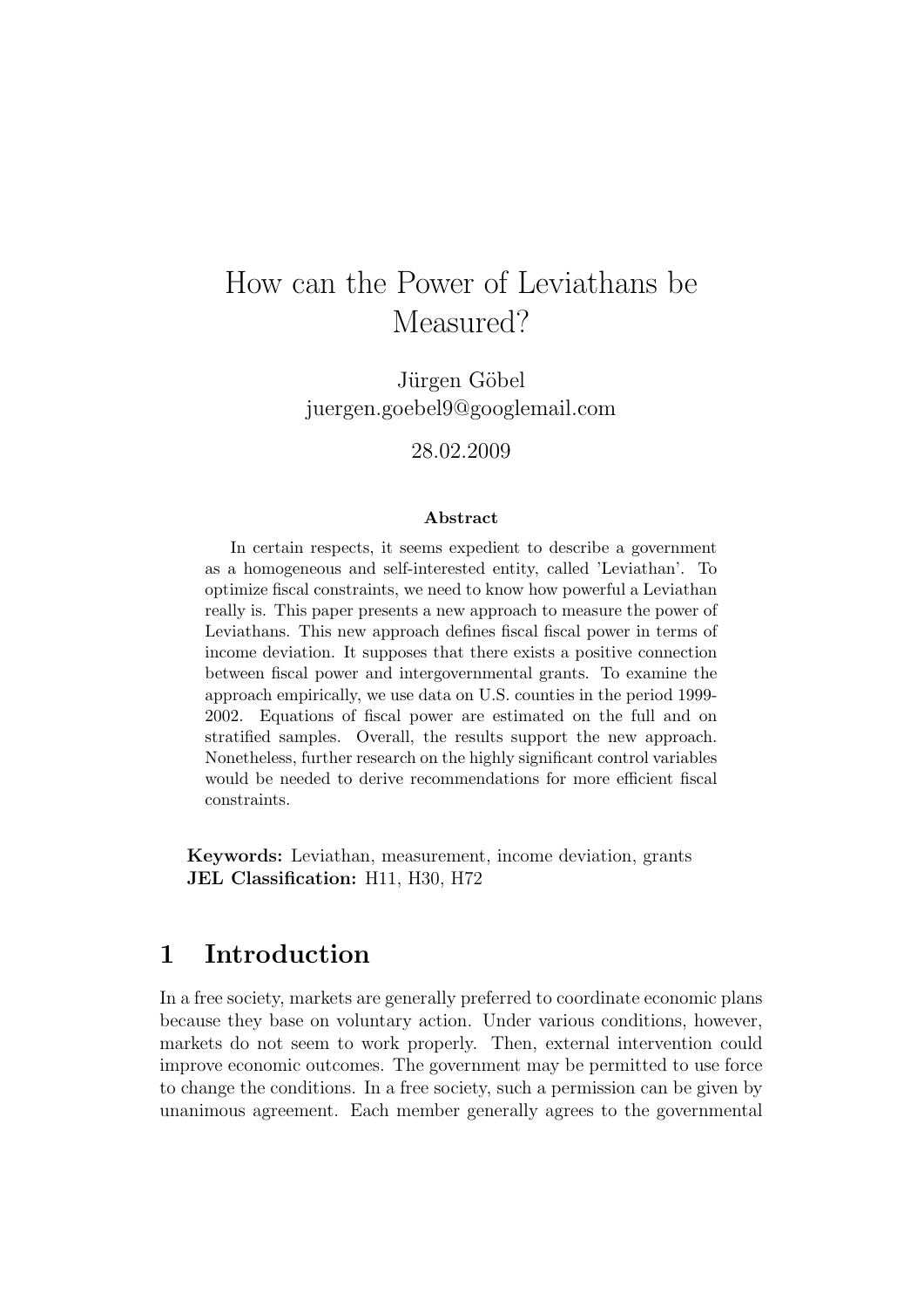# How can the Power of Leviathans be Measured?

Jürgen Göbel
juergen.goebel9@googlemail.com

28.02.2009

**Abstract**

In certain respects, it seems expedient to describe a government as a homogeneous and self-interested entity, called 'Leviathan'. To optimize fiscal constraints, we need to know how powerful a Leviathan really is. This paper presents a new approach to measure the power of Leviathans. This new approach defines fiscal fiscal power in terms of income deviation. It supposes that there exists a positive connection between fiscal power and intergovernmental grants. To examine the approach empirically, we use data on U.S. counties in the period 1999-2002. Equations of fiscal power are estimated on the full and on stratified samples. Overall, the results support the new approach. Nonetheless, further research on the highly significant control variables would be needed to derive recommendations for more efficient fiscal constraints.

**Keywords:** Leviathan, measurement, income deviation, grants
**JEL Classification:** H11, H30, H72

## 1 Introduction

In a free society, markets are generally preferred to coordinate economic plans because they base on voluntary action. Under various conditions, however, markets do not seem to work properly. Then, external intervention could improve economic outcomes. The government may be permitted to use force to change the conditions. In a free society, such a permission can be given by unanimous agreement. Each member generally agrees to the governmental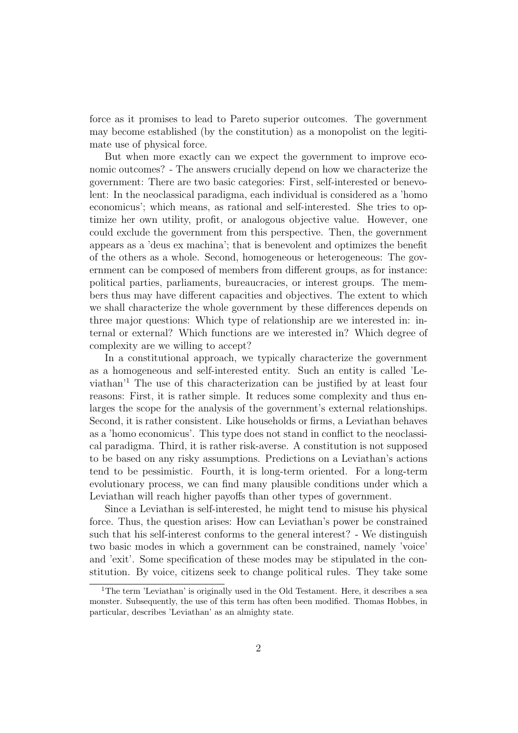force as it promises to lead to Pareto superior outcomes. The government may become established (by the constitution) as a monopolist on the legitimate use of physical force.

But when more exactly can we expect the government to improve economic outcomes? - The answers crucially depend on how we characterize the government: There are two basic categories: First, self-interested or benevolent: In the neoclassical paradigma, each individual is considered as a 'homo economicus'; which means, as rational and self-interested. She tries to optimize her own utility, profit, or analogous objective value. However, one could exclude the government from this perspective. Then, the government appears as a 'deus ex machina'; that is benevolent and optimizes the benefit of the others as a whole. Second, homogeneous or heterogeneous: The government can be composed of members from different groups, as for instance: political parties, parliaments, bureaucracies, or interest groups. The members thus may have different capacities and objectives. The extent to which we shall characterize the whole government by these differences depends on three major questions: Which type of relationship are we interested in: internal or external? Which functions are we interested in? Which degree of complexity are we willing to accept?

In a constitutional approach, we typically characterize the government as a homogeneous and self-interested entity. Such an entity is called 'Leviathan'[1] The use of this characterization can be justified by at least four reasons: First, it is rather simple. It reduces some complexity and thus enlarges the scope for the analysis of the government's external relationships. Second, it is rather consistent. Like households or firms, a Leviathan behaves as a 'homo economicus'. This type does not stand in conflict to the neoclassical paradigma. Third, it is rather risk-averse. A constitution is not supposed to be based on any risky assumptions. Predictions on a Leviathan's actions tend to be pessimistic. Fourth, it is long-term oriented. For a long-term evolutionary process, we can find many plausible conditions under which a Leviathan will reach higher payoffs than other types of government.

Since a Leviathan is self-interested, he might tend to misuse his physical force. Thus, the question arises: How can Leviathan's power be constrained such that his self-interest conforms to the general interest? - We distinguish two basic modes in which a government can be constrained, namely 'voice' and 'exit'. Some specification of these modes may be stipulated in the constitution. By voice, citizens seek to change political rules. They take some

[1] The term 'Leviathan' is originally used in the Old Testament. Here, it describes a sea monster. Subsequently, the use of this term has often been modified. Thomas Hobbes, in particular, describes 'Leviathan' as an almighty state.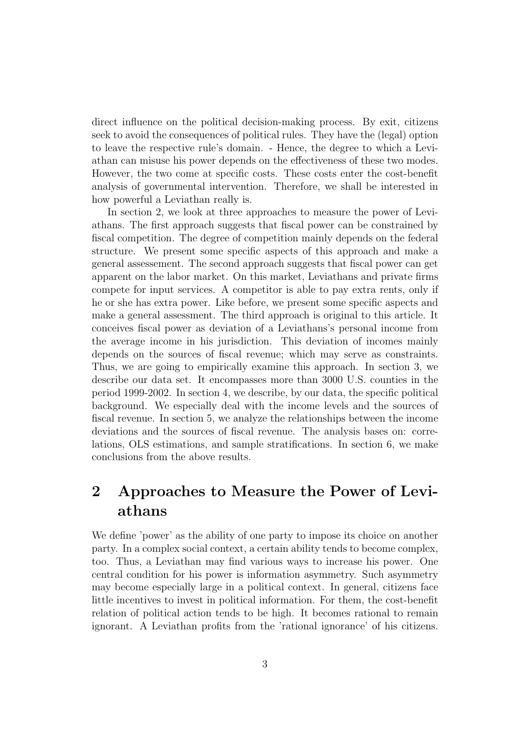direct influence on the political decision-making process. By exit, citizens seek to avoid the consequences of political rules. They have the (legal) option to leave the respective rule's domain. - Hence, the degree to which a Leviathan can misuse his power depends on the effectiveness of these two modes. However, the two come at specific costs. These costs enter the cost-benefit analysis of governmental intervention. Therefore, we shall be interested in how powerful a Leviathan really is.

In section 2, we look at three approaches to measure the power of Leviathans. The first approach suggests that fiscal power can be constrained by fiscal competition. The degree of competition mainly depends on the federal structure. We present some specific aspects of this approach and make a general assessement. The second approach suggests that fiscal power can get apparent on the labor market. On this market, Leviathans and private firms compete for input services. A competitor is able to pay extra rents, only if he or she has extra power. Like before, we present some specific aspects and make a general assessment. The third approach is original to this article. It conceives fiscal power as deviation of a Leviathans's personal income from the average income in his jurisdiction. This deviation of incomes mainly depends on the sources of fiscal revenue; which may serve as constraints. Thus, we are going to empirically examine this approach. In section 3, we describe our data set. It encompasses more than 3000 U.S. counties in the period 1999-2002. In section 4, we describe, by our data, the specific political background. We especially deal with the income levels and the sources of fiscal revenue. In section 5, we analyze the relationships between the income deviations and the sources of fiscal revenue. The analysis bases on: correlations, OLS estimations, and sample stratifications. In section 6, we make conclusions from the above results.

## 2 Approaches to Measure the Power of Leviathans

We define 'power' as the ability of one party to impose its choice on another party. In a complex social context, a certain ability tends to become complex, too. Thus, a Leviathan may find various ways to increase his power. One central condition for his power is information asymmetry. Such asymmetry may become especially large in a political context. In general, citizens face little incentives to invest in political information. For them, the cost-benefit relation of political action tends to be high. It becomes rational to remain ignorant. A Leviathan profits from the 'rational ignorance' of his citizens.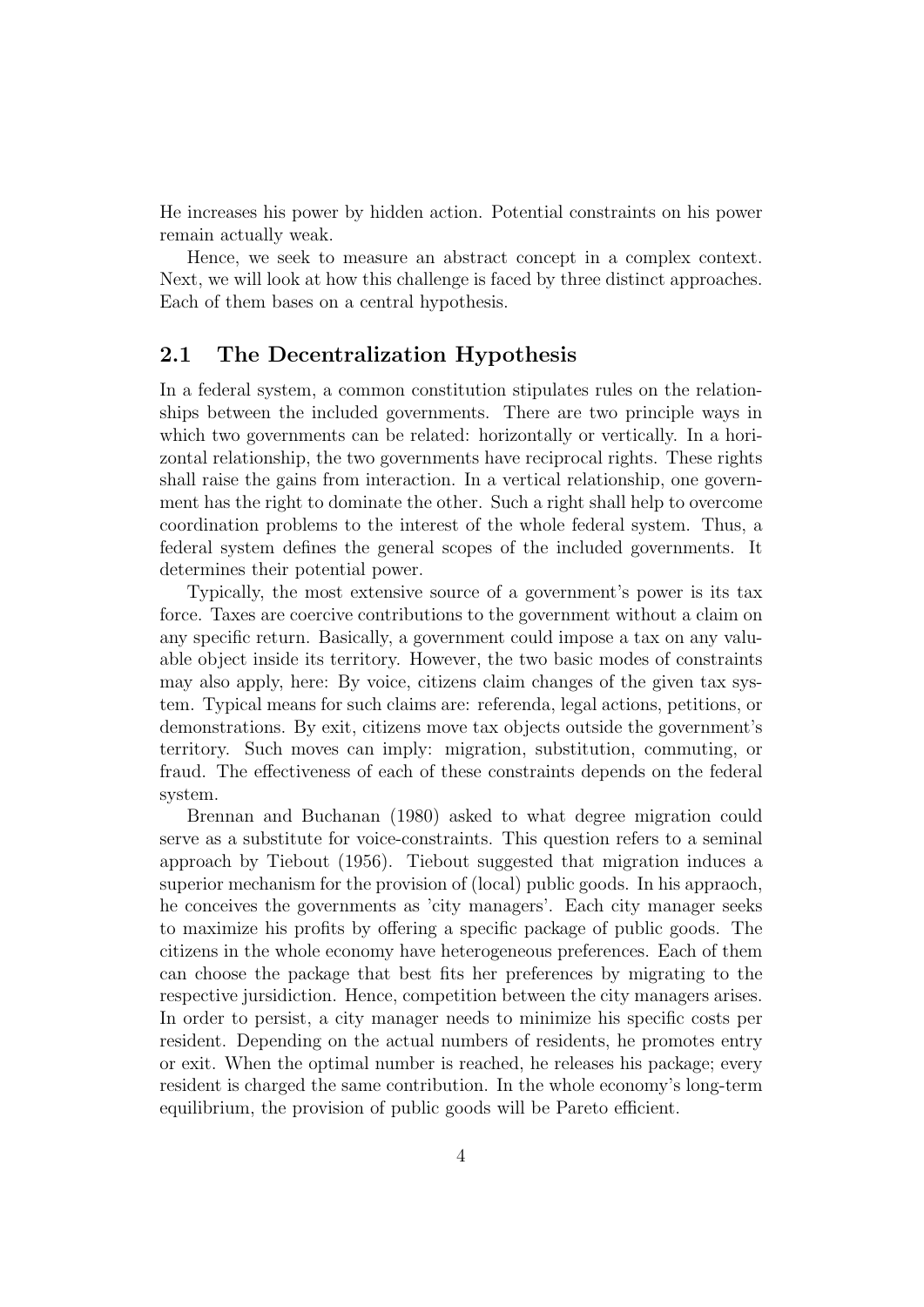He increases his power by hidden action. Potential constraints on his power remain actually weak.

Hence, we seek to measure an abstract concept in a complex context. Next, we will look at how this challenge is faced by three distinct approaches. Each of them bases on a central hypothesis.

## 2.1 The Decentralization Hypothesis

In a federal system, a common constitution stipulates rules on the relationships between the included governments. There are two principle ways in which two governments can be related: horizontally or vertically. In a horizontal relationship, the two governments have reciprocal rights. These rights shall raise the gains from interaction. In a vertical relationship, one government has the right to dominate the other. Such a right shall help to overcome coordination problems to the interest of the whole federal system. Thus, a federal system defines the general scopes of the included governments. It determines their potential power.

Typically, the most extensive source of a government's power is its tax force. Taxes are coercive contributions to the government without a claim on any specific return. Basically, a government could impose a tax on any valuable object inside its territory. However, the two basic modes of constraints may also apply, here: By voice, citizens claim changes of the given tax system. Typical means for such claims are: referenda, legal actions, petitions, or demonstrations. By exit, citizens move tax objects outside the government's territory. Such moves can imply: migration, substitution, commuting, or fraud. The effectiveness of each of these constraints depends on the federal system.

Brennan and Buchanan (1980) asked to what degree migration could serve as a substitute for voice-constraints. This question refers to a seminal approach by Tiebout (1956). Tiebout suggested that migration induces a superior mechanism for the provision of (local) public goods. In his appraoch, he conceives the governments as 'city managers'. Each city manager seeks to maximize his profits by offering a specific package of public goods. The citizens in the whole economy have heterogeneous preferences. Each of them can choose the package that best fits her preferences by migrating to the respective jursidiction. Hence, competition between the city managers arises. In order to persist, a city manager needs to minimize his specific costs per resident. Depending on the actual numbers of residents, he promotes entry or exit. When the optimal number is reached, he releases his package; every resident is charged the same contribution. In the whole economy's long-term equilibrium, the provision of public goods will be Pareto efficient.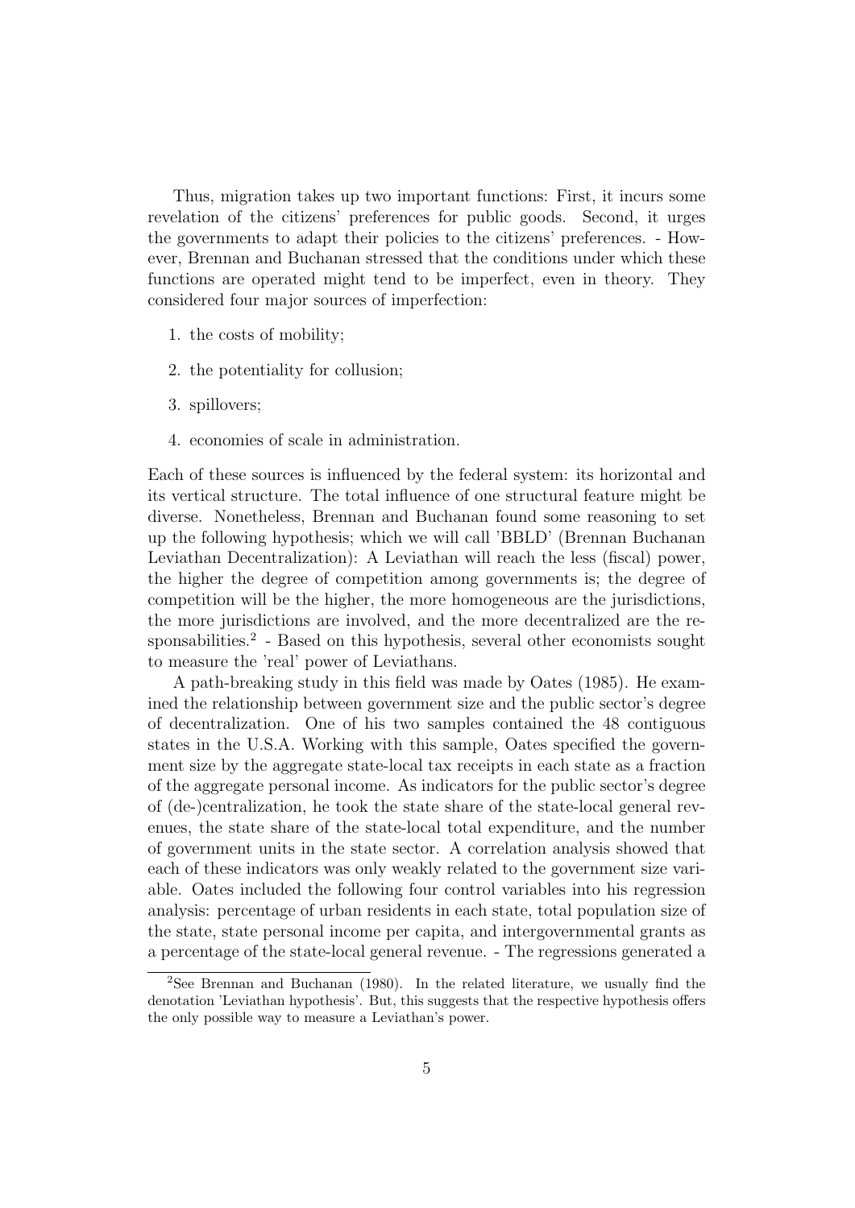Thus, migration takes up two important functions: First, it incurs some revelation of the citizens' preferences for public goods. Second, it urges the governments to adapt their policies to the citizens' preferences. - However, Brennan and Buchanan stressed that the conditions under which these functions are operated might tend to be imperfect, even in theory. They considered four major sources of imperfection:

1. the costs of mobility;
2. the potentiality for collusion;
3. spillovers;
4. economies of scale in administration.

Each of these sources is influenced by the federal system: its horizontal and its vertical structure. The total influence of one structural feature might be diverse. Nonetheless, Brennan and Buchanan found some reasoning to set up the following hypothesis; which we will call 'BBLD' (Brennan Buchanan Leviathan Decentralization): A Leviathan will reach the less (fiscal) power, the higher the degree of competition among governments is; the degree of competition will be the higher, the more homogeneous are the jurisdictions, the more jurisdictions are involved, and the more decentralized are the responsabilities.[2] - Based on this hypothesis, several other economists sought to measure the 'real' power of Leviathans.

A path-breaking study in this field was made by Oates (1985). He examined the relationship between government size and the public sector's degree of decentralization. One of his two samples contained the 48 contiguous states in the U.S.A. Working with this sample, Oates specified the government size by the aggregate state-local tax receipts in each state as a fraction of the aggregate personal income. As indicators for the public sector's degree of (de-)centralization, he took the state share of the state-local general revenues, the state share of the state-local total expenditure, and the number of government units in the state sector. A correlation analysis showed that each of these indicators was only weakly related to the government size variable. Oates included the following four control variables into his regression analysis: percentage of urban residents in each state, total population size of the state, state personal income per capita, and intergovernmental grants as a percentage of the state-local general revenue. - The regressions generated a

[2] See Brennan and Buchanan (1980). In the related literature, we usually find the denotation 'Leviathan hypothesis'. But, this suggests that the respective hypothesis offers the only possible way to measure a Leviathan's power.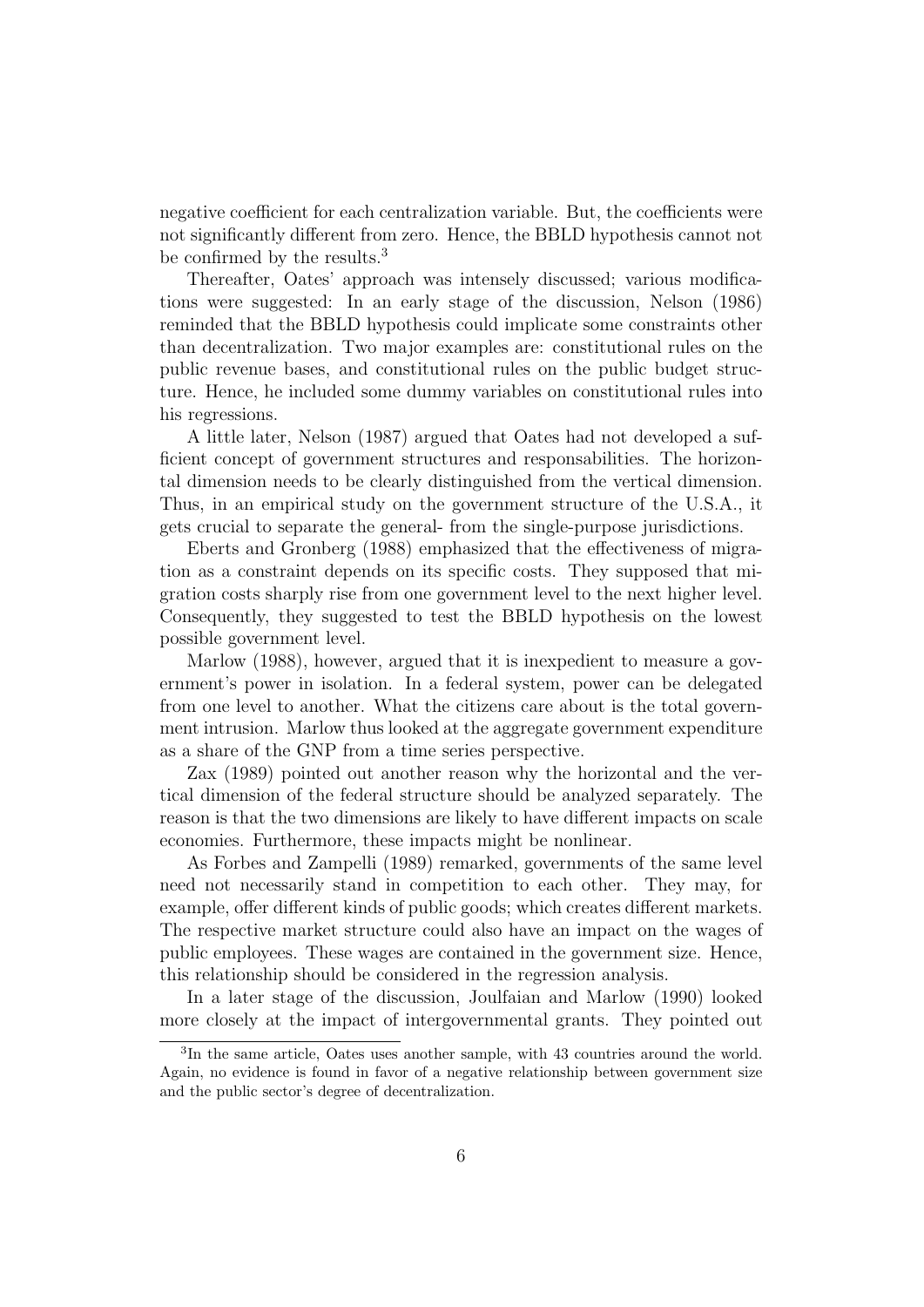negative coefficient for each centralization variable. But, the coefficients were not significantly different from zero. Hence, the BBLD hypothesis cannot not be confirmed by the results.[3]

Thereafter, Oates' approach was intensely discussed; various modifications were suggested: In an early stage of the discussion, Nelson (1986) reminded that the BBLD hypothesis could implicate some constraints other than decentralization. Two major examples are: constitutional rules on the public revenue bases, and constitutional rules on the public budget structure. Hence, he included some dummy variables on constitutional rules into his regressions.

A little later, Nelson (1987) argued that Oates had not developed a sufficient concept of government structures and responsabilities. The horizontal dimension needs to be clearly distinguished from the vertical dimension. Thus, in an empirical study on the government structure of the U.S.A., it gets crucial to separate the general- from the single-purpose jurisdictions.

Eberts and Gronberg (1988) emphasized that the effectiveness of migration as a constraint depends on its specific costs. They supposed that migration costs sharply rise from one government level to the next higher level. Consequently, they suggested to test the BBLD hypothesis on the lowest possible government level.

Marlow (1988), however, argued that it is inexpedient to measure a government's power in isolation. In a federal system, power can be delegated from one level to another. What the citizens care about is the total government intrusion. Marlow thus looked at the aggregate government expenditure as a share of the GNP from a time series perspective.

Zax (1989) pointed out another reason why the horizontal and the vertical dimension of the federal structure should be analyzed separately. The reason is that the two dimensions are likely to have different impacts on scale economies. Furthermore, these impacts might be nonlinear.

As Forbes and Zampelli (1989) remarked, governments of the same level need not necessarily stand in competition to each other. They may, for example, offer different kinds of public goods; which creates different markets. The respective market structure could also have an impact on the wages of public employees. These wages are contained in the government size. Hence, this relationship should be considered in the regression analysis.

In a later stage of the discussion, Joulfaian and Marlow (1990) looked more closely at the impact of intergovernmental grants. They pointed out

[3]In the same article, Oates uses another sample, with 43 countries around the world. Again, no evidence is found in favor of a negative relationship between government size and the public sector's degree of decentralization.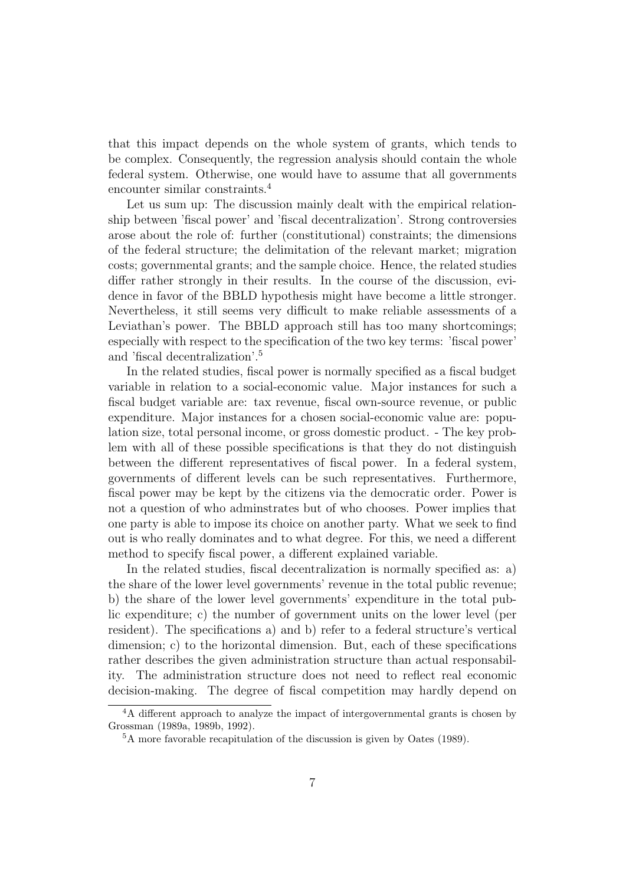that this impact depends on the whole system of grants, which tends to be complex. Consequently, the regression analysis should contain the whole federal system. Otherwise, one would have to assume that all governments encounter similar constraints.[4]

Let us sum up: The discussion mainly dealt with the empirical relationship between 'fiscal power' and 'fiscal decentralization'. Strong controversies arose about the role of: further (constitutional) constraints; the dimensions of the federal structure; the delimitation of the relevant market; migration costs; governmental grants; and the sample choice. Hence, the related studies differ rather strongly in their results. In the course of the discussion, evidence in favor of the BBLD hypothesis might have become a little stronger. Nevertheless, it still seems very difficult to make reliable assessments of a Leviathan's power. The BBLD approach still has too many shortcomings; especially with respect to the specification of the two key terms: 'fiscal power' and 'fiscal decentralization'.[5]

In the related studies, fiscal power is normally specified as a fiscal budget variable in relation to a social-economic value. Major instances for such a fiscal budget variable are: tax revenue, fiscal own-source revenue, or public expenditure. Major instances for a chosen social-economic value are: population size, total personal income, or gross domestic product. - The key problem with all of these possible specifications is that they do not distinguish between the different representatives of fiscal power. In a federal system, governments of different levels can be such representatives. Furthermore, fiscal power may be kept by the citizens via the democratic order. Power is not a question of who adminstrates but of who chooses. Power implies that one party is able to impose its choice on another party. What we seek to find out is who really dominates and to what degree. For this, we need a different method to specify fiscal power, a different explained variable.

In the related studies, fiscal decentralization is normally specified as: a) the share of the lower level governments' revenue in the total public revenue; b) the share of the lower level governments' expenditure in the total public expenditure; c) the number of government units on the lower level (per resident). The specifications a) and b) refer to a federal structure's vertical dimension; c) to the horizontal dimension. But, each of these specifications rather describes the given administration structure than actual responsability. The administration structure does not need to reflect real economic decision-making. The degree of fiscal competition may hardly depend on

[4] A different approach to analyze the impact of intergovernmental grants is chosen by Grossman (1989a, 1989b, 1992).

[5] A more favorable recapitulation of the discussion is given by Oates (1989).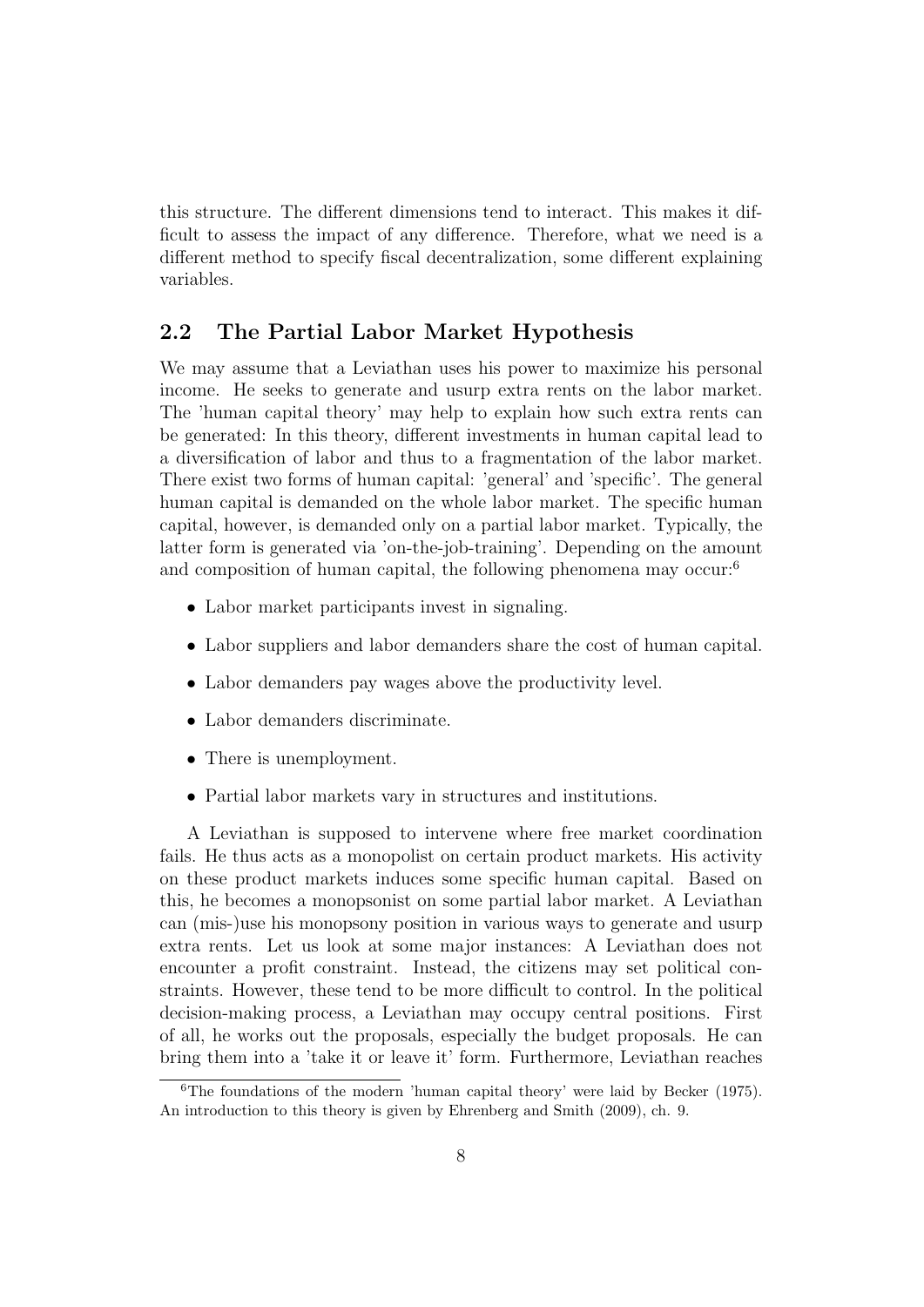this structure. The different dimensions tend to interact. This makes it difficult to assess the impact of any difference. Therefore, what we need is a different method to specify fiscal decentralization, some different explaining variables.

## 2.2 The Partial Labor Market Hypothesis

We may assume that a Leviathan uses his power to maximize his personal income. He seeks to generate and usurp extra rents on the labor market. The 'human capital theory' may help to explain how such extra rents can be generated: In this theory, different investments in human capital lead to a diversification of labor and thus to a fragmentation of the labor market. There exist two forms of human capital: 'general' and 'specific'. The general human capital is demanded on the whole labor market. The specific human capital, however, is demanded only on a partial labor market. Typically, the latter form is generated via 'on-the-job-training'. Depending on the amount and composition of human capital, the following phenomena may occur:[6]

- Labor market participants invest in signaling.
- Labor suppliers and labor demanders share the cost of human capital.
- Labor demanders pay wages above the productivity level.
- Labor demanders discriminate.
- There is unemployment.
- Partial labor markets vary in structures and institutions.

A Leviathan is supposed to intervene where free market coordination fails. He thus acts as a monopolist on certain product markets. His activity on these product markets induces some specific human capital. Based on this, he becomes a monopsonist on some partial labor market. A Leviathan can (mis-)use his monopsony position in various ways to generate and usurp extra rents. Let us look at some major instances: A Leviathan does not encounter a profit constraint. Instead, the citizens may set political constraints. However, these tend to be more difficult to control. In the political decision-making process, a Leviathan may occupy central positions. First of all, he works out the proposals, especially the budget proposals. He can bring them into a 'take it or leave it' form. Furthermore, Leviathan reaches

[6] The foundations of the modern 'human capital theory' were laid by Becker (1975). An introduction to this theory is given by Ehrenberg and Smith (2009), ch. 9.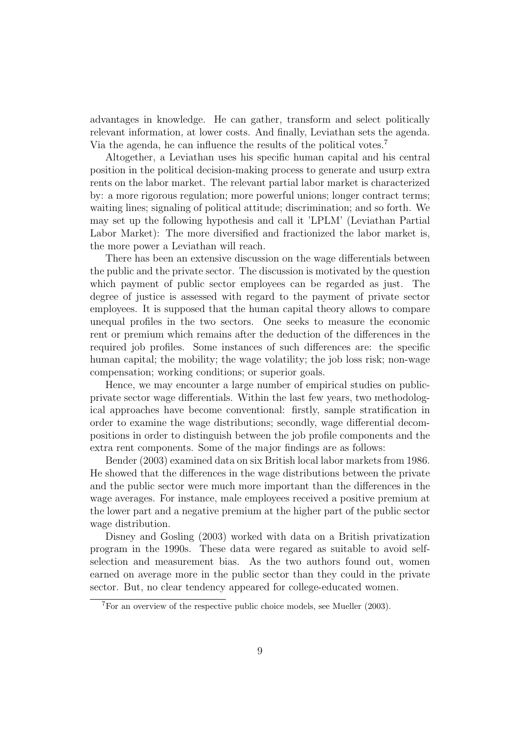advantages in knowledge. He can gather, transform and select politically relevant information, at lower costs. And finally, Leviathan sets the agenda. Via the agenda, he can influence the results of the political votes.[7]

Altogether, a Leviathan uses his specific human capital and his central position in the political decision-making process to generate and usurp extra rents on the labor market. The relevant partial labor market is characterized by: a more rigorous regulation; more powerful unions; longer contract terms; waiting lines; signaling of political attitude; discrimination; and so forth. We may set up the following hypothesis and call it 'LPLM' (Leviathan Partial Labor Market): The more diversified and fractionized the labor market is, the more power a Leviathan will reach.

There has been an extensive discussion on the wage differentials between the public and the private sector. The discussion is motivated by the question which payment of public sector employees can be regarded as just. The degree of justice is assessed with regard to the payment of private sector employees. It is supposed that the human capital theory allows to compare unequal profiles in the two sectors. One seeks to measure the economic rent or premium which remains after the deduction of the differences in the required job profiles. Some instances of such differences are: the specific human capital; the mobility; the wage volatility; the job loss risk; non-wage compensation; working conditions; or superior goals.

Hence, we may encounter a large number of empirical studies on public-private sector wage differentials. Within the last few years, two methodological approaches have become conventional: firstly, sample stratification in order to examine the wage distributions; secondly, wage differential decompositions in order to distinguish between the job profile components and the extra rent components. Some of the major findings are as follows:

Bender (2003) examined data on six British local labor markets from 1986. He showed that the differences in the wage distributions between the private and the public sector were much more important than the differences in the wage averages. For instance, male employees received a positive premium at the lower part and a negative premium at the higher part of the public sector wage distribution.

Disney and Gosling (2003) worked with data on a British privatization program in the 1990s. These data were regared as suitable to avoid self-selection and measurement bias. As the two authors found out, women earned on average more in the public sector than they could in the private sector. But, no clear tendency appeared for college-educated women.

[7] For an overview of the respective public choice models, see Mueller (2003).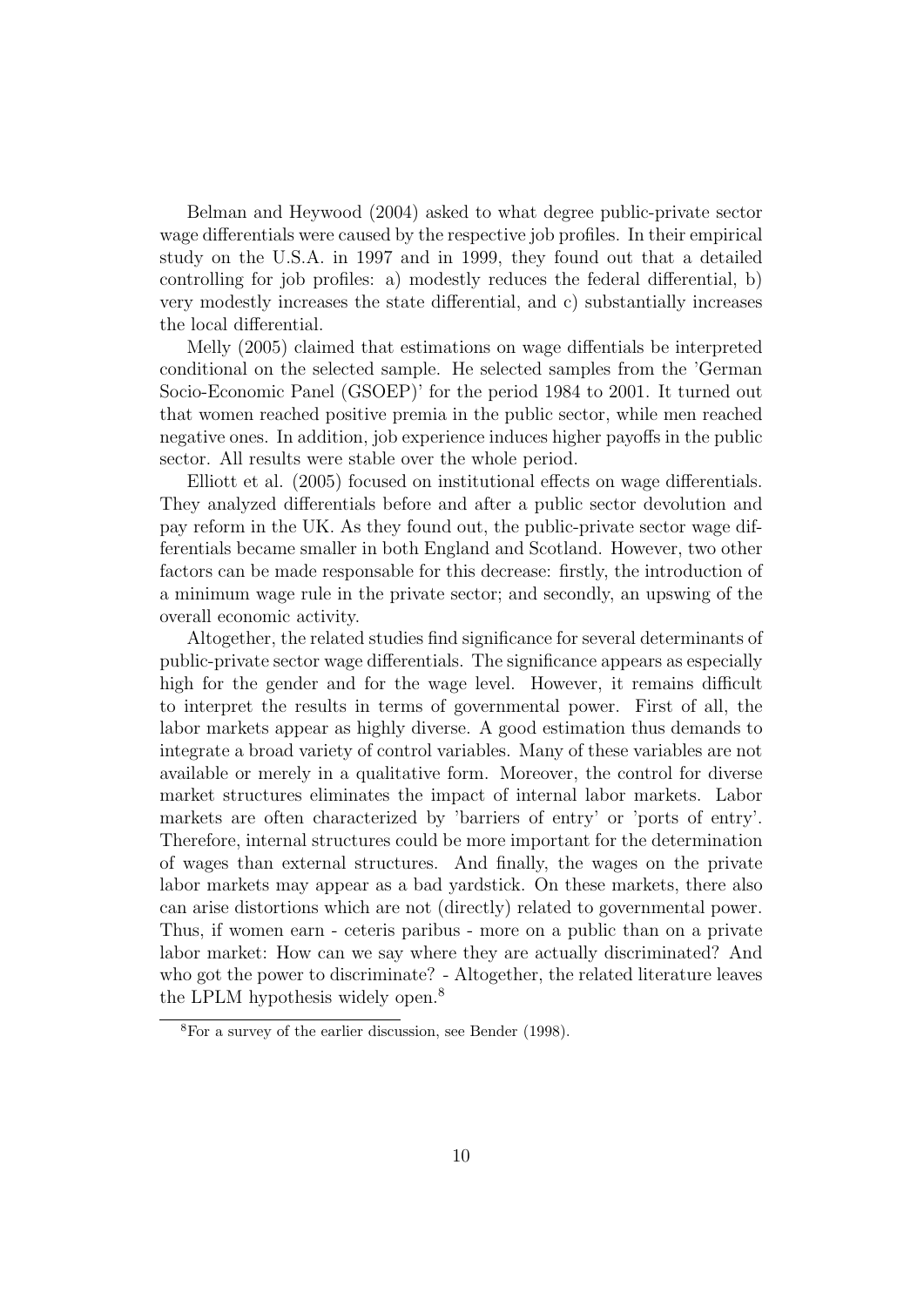Belman and Heywood (2004) asked to what degree public-private sector wage differentials were caused by the respective job profiles. In their empirical study on the U.S.A. in 1997 and in 1999, they found out that a detailed controlling for job profiles: a) modestly reduces the federal differential, b) very modestly increases the state differential, and c) substantially increases the local differential.

Melly (2005) claimed that estimations on wage diffentials be interpreted conditional on the selected sample. He selected samples from the 'German Socio-Economic Panel (GSOEP)' for the period 1984 to 2001. It turned out that women reached positive premia in the public sector, while men reached negative ones. In addition, job experience induces higher payoffs in the public sector. All results were stable over the whole period.

Elliott et al. (2005) focused on institutional effects on wage differentials. They analyzed differentials before and after a public sector devolution and pay reform in the UK. As they found out, the public-private sector wage differentials became smaller in both England and Scotland. However, two other factors can be made responsable for this decrease: firstly, the introduction of a minimum wage rule in the private sector; and secondly, an upswing of the overall economic activity.

Altogether, the related studies find significance for several determinants of public-private sector wage differentials. The significance appears as especially high for the gender and for the wage level. However, it remains difficult to interpret the results in terms of governmental power. First of all, the labor markets appear as highly diverse. A good estimation thus demands to integrate a broad variety of control variables. Many of these variables are not available or merely in a qualitative form. Moreover, the control for diverse market structures eliminates the impact of internal labor markets. Labor markets are often characterized by 'barriers of entry' or 'ports of entry'. Therefore, internal structures could be more important for the determination of wages than external structures. And finally, the wages on the private labor markets may appear as a bad yardstick. On these markets, there also can arise distortions which are not (directly) related to governmental power. Thus, if women earn - ceteris paribus - more on a public than on a private labor market: How can we say where they are actually discriminated? And who got the power to discriminate? - Altogether, the related literature leaves the LPLM hypothesis widely open.[8]

[8]For a survey of the earlier discussion, see Bender (1998).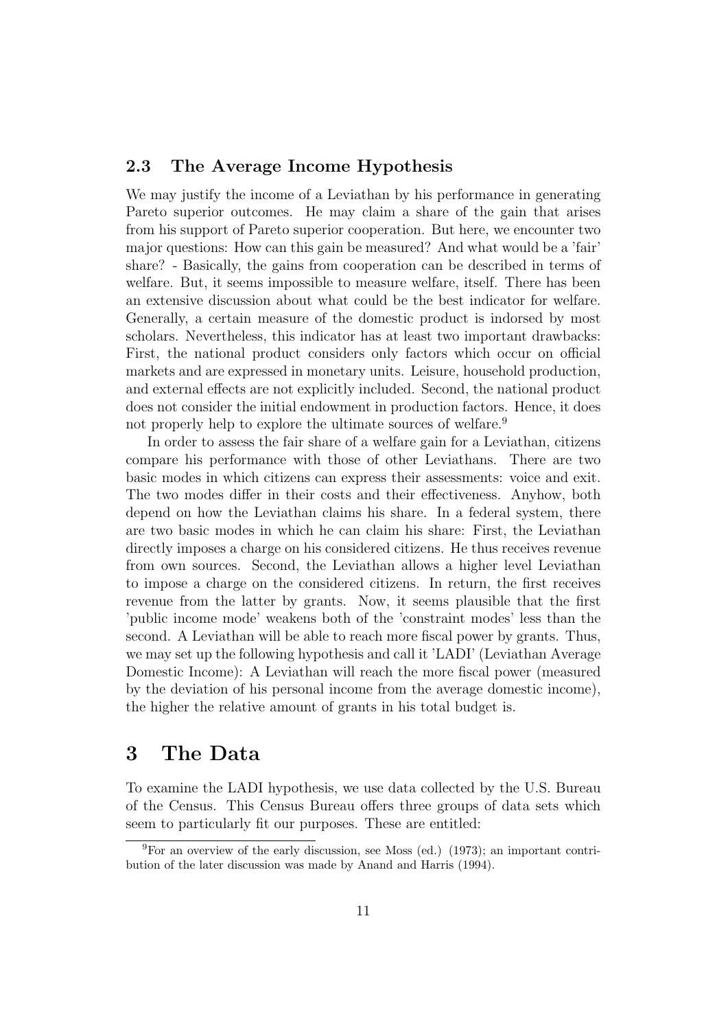## 2.3 The Average Income Hypothesis

We may justify the income of a Leviathan by his performance in generating Pareto superior outcomes. He may claim a share of the gain that arises from his support of Pareto superior cooperation. But here, we encounter two major questions: How can this gain be measured? And what would be a 'fair' share? - Basically, the gains from cooperation can be described in terms of welfare. But, it seems impossible to measure welfare, itself. There has been an extensive discussion about what could be the best indicator for welfare. Generally, a certain measure of the domestic product is indorsed by most scholars. Nevertheless, this indicator has at least two important drawbacks: First, the national product considers only factors which occur on official markets and are expressed in monetary units. Leisure, household production, and external effects are not explicitly included. Second, the national product does not consider the initial endowment in production factors. Hence, it does not properly help to explore the ultimate sources of welfare.[9]

In order to assess the fair share of a welfare gain for a Leviathan, citizens compare his performance with those of other Leviathans. There are two basic modes in which citizens can express their assessments: voice and exit. The two modes differ in their costs and their effectiveness. Anyhow, both depend on how the Leviathan claims his share. In a federal system, there are two basic modes in which he can claim his share: First, the Leviathan directly imposes a charge on his considered citizens. He thus receives revenue from own sources. Second, the Leviathan allows a higher level Leviathan to impose a charge on the considered citizens. In return, the first receives revenue from the latter by grants. Now, it seems plausible that the first 'public income mode' weakens both of the 'constraint modes' less than the second. A Leviathan will be able to reach more fiscal power by grants. Thus, we may set up the following hypothesis and call it 'LADI' (Leviathan Average Domestic Income): A Leviathan will reach the more fiscal power (measured by the deviation of his personal income from the average domestic income), the higher the relative amount of grants in his total budget is.

# 3 The Data

To examine the LADI hypothesis, we use data collected by the U.S. Bureau of the Census. This Census Bureau offers three groups of data sets which seem to particularly fit our purposes. These are entitled:

[9]For an overview of the early discussion, see Moss (ed.) (1973); an important contribution of the later discussion was made by Anand and Harris (1994).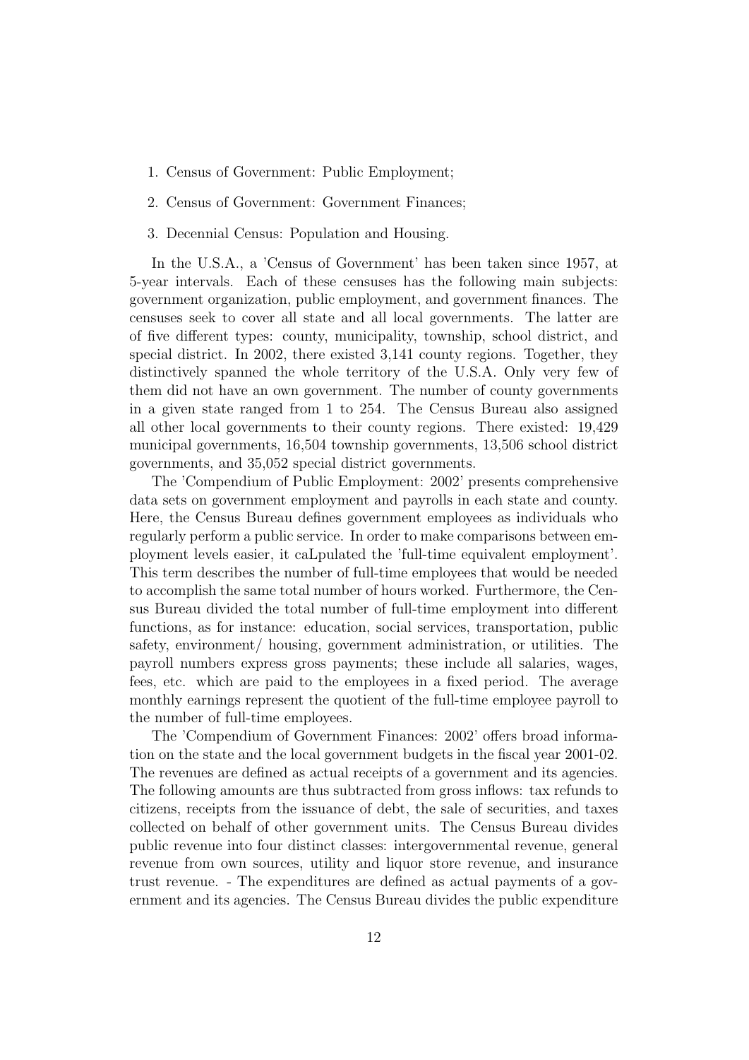1. Census of Government: Public Employment;
2. Census of Government: Government Finances;
3. Decennial Census: Population and Housing.

In the U.S.A., a 'Census of Government' has been taken since 1957, at 5-year intervals. Each of these censuses has the following main subjects: government organization, public employment, and government finances. The censuses seek to cover all state and all local governments. The latter are of five different types: county, municipality, township, school district, and special district. In 2002, there existed 3,141 county regions. Together, they distinctively spanned the whole territory of the U.S.A. Only very few of them did not have an own government. The number of county governments in a given state ranged from 1 to 254. The Census Bureau also assigned all other local governments to their county regions. There existed: 19,429 municipal governments, 16,504 township governments, 13,506 school district governments, and 35,052 special district governments.

The 'Compendium of Public Employment: 2002' presents comprehensive data sets on government employment and payrolls in each state and county. Here, the Census Bureau defines government employees as individuals who regularly perform a public service. In order to make comparisons between employment levels easier, it caLpulated the 'full-time equivalent employment'. This term describes the number of full-time employees that would be needed to accomplish the same total number of hours worked. Furthermore, the Census Bureau divided the total number of full-time employment into different functions, as for instance: education, social services, transportation, public safety, environment/ housing, government administration, or utilities. The payroll numbers express gross payments; these include all salaries, wages, fees, etc. which are paid to the employees in a fixed period. The average monthly earnings represent the quotient of the full-time employee payroll to the number of full-time employees.

The 'Compendium of Government Finances: 2002' offers broad information on the state and the local government budgets in the fiscal year 2001-02. The revenues are defined as actual receipts of a government and its agencies. The following amounts are thus subtracted from gross inflows: tax refunds to citizens, receipts from the issuance of debt, the sale of securities, and taxes collected on behalf of other government units. The Census Bureau divides public revenue into four distinct classes: intergovernmental revenue, general revenue from own sources, utility and liquor store revenue, and insurance trust revenue. - The expenditures are defined as actual payments of a government and its agencies. The Census Bureau divides the public expenditure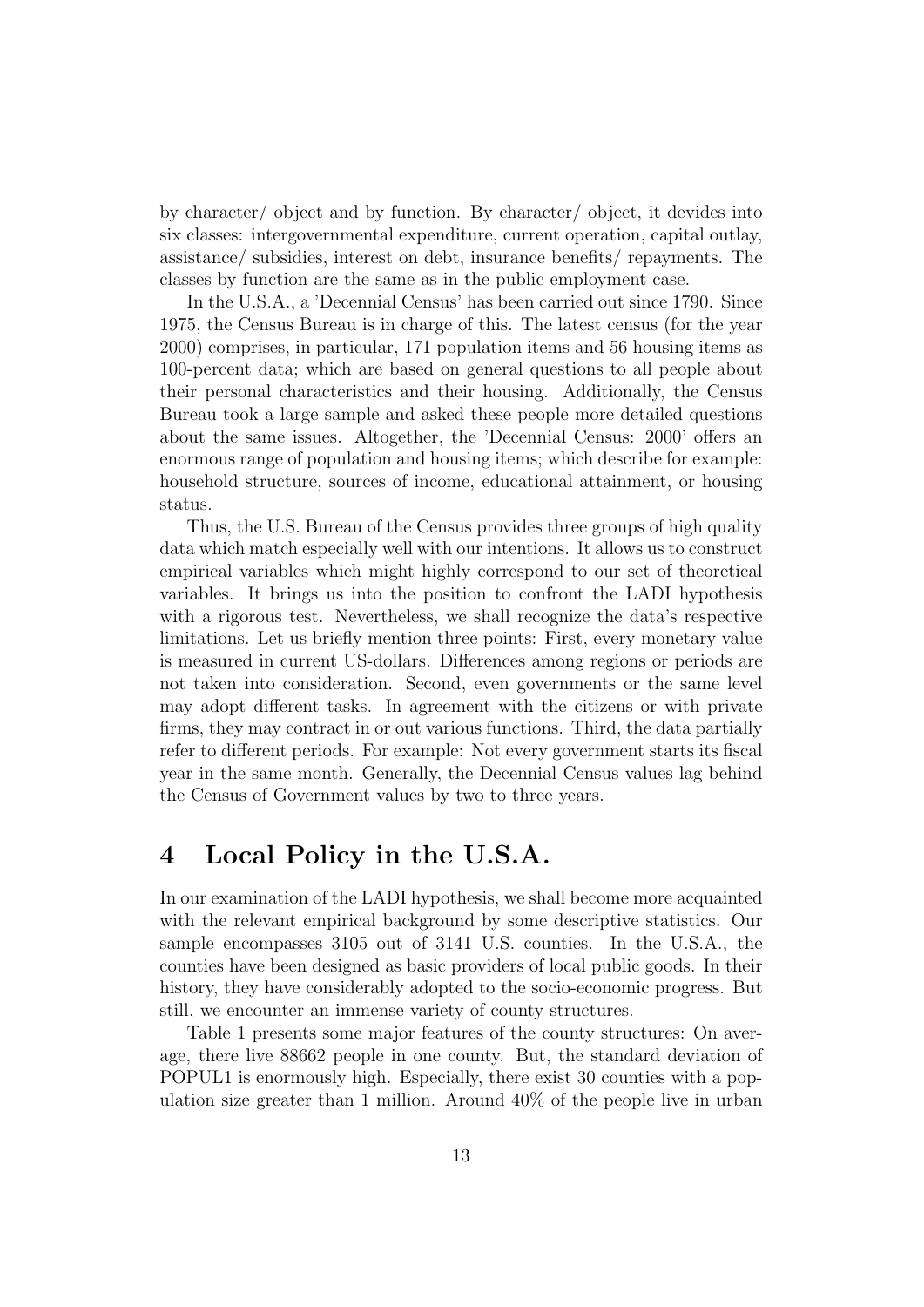by character/ object and by function. By character/ object, it devides into six classes: intergovernmental expenditure, current operation, capital outlay, assistance/ subsidies, interest on debt, insurance benefits/ repayments. The classes by function are the same as in the public employment case.

In the U.S.A., a 'Decennial Census' has been carried out since 1790. Since 1975, the Census Bureau is in charge of this. The latest census (for the year 2000) comprises, in particular, 171 population items and 56 housing items as 100-percent data; which are based on general questions to all people about their personal characteristics and their housing. Additionally, the Census Bureau took a large sample and asked these people more detailed questions about the same issues. Altogether, the 'Decennial Census: 2000' offers an enormous range of population and housing items; which describe for example: household structure, sources of income, educational attainment, or housing status.

Thus, the U.S. Bureau of the Census provides three groups of high quality data which match especially well with our intentions. It allows us to construct empirical variables which might highly correspond to our set of theoretical variables. It brings us into the position to confront the LADI hypothesis with a rigorous test. Nevertheless, we shall recognize the data's respective limitations. Let us briefly mention three points: First, every monetary value is measured in current US-dollars. Differences among regions or periods are not taken into consideration. Second, even governments or the same level may adopt different tasks. In agreement with the citizens or with private firms, they may contract in or out various functions. Third, the data partially refer to different periods. For example: Not every government starts its fiscal year in the same month. Generally, the Decennial Census values lag behind the Census of Government values by two to three years.

# 4 Local Policy in the U.S.A.

In our examination of the LADI hypothesis, we shall become more acquainted with the relevant empirical background by some descriptive statistics. Our sample encompasses 3105 out of 3141 U.S. counties. In the U.S.A., the counties have been designed as basic providers of local public goods. In their history, they have considerably adopted to the socio-economic progress. But still, we encounter an immense variety of county structures.

Table 1 presents some major features of the county structures: On average, there live 88662 people in one county. But, the standard deviation of POPUL1 is enormously high. Especially, there exist 30 counties with a population size greater than 1 million. Around 40% of the people live in urban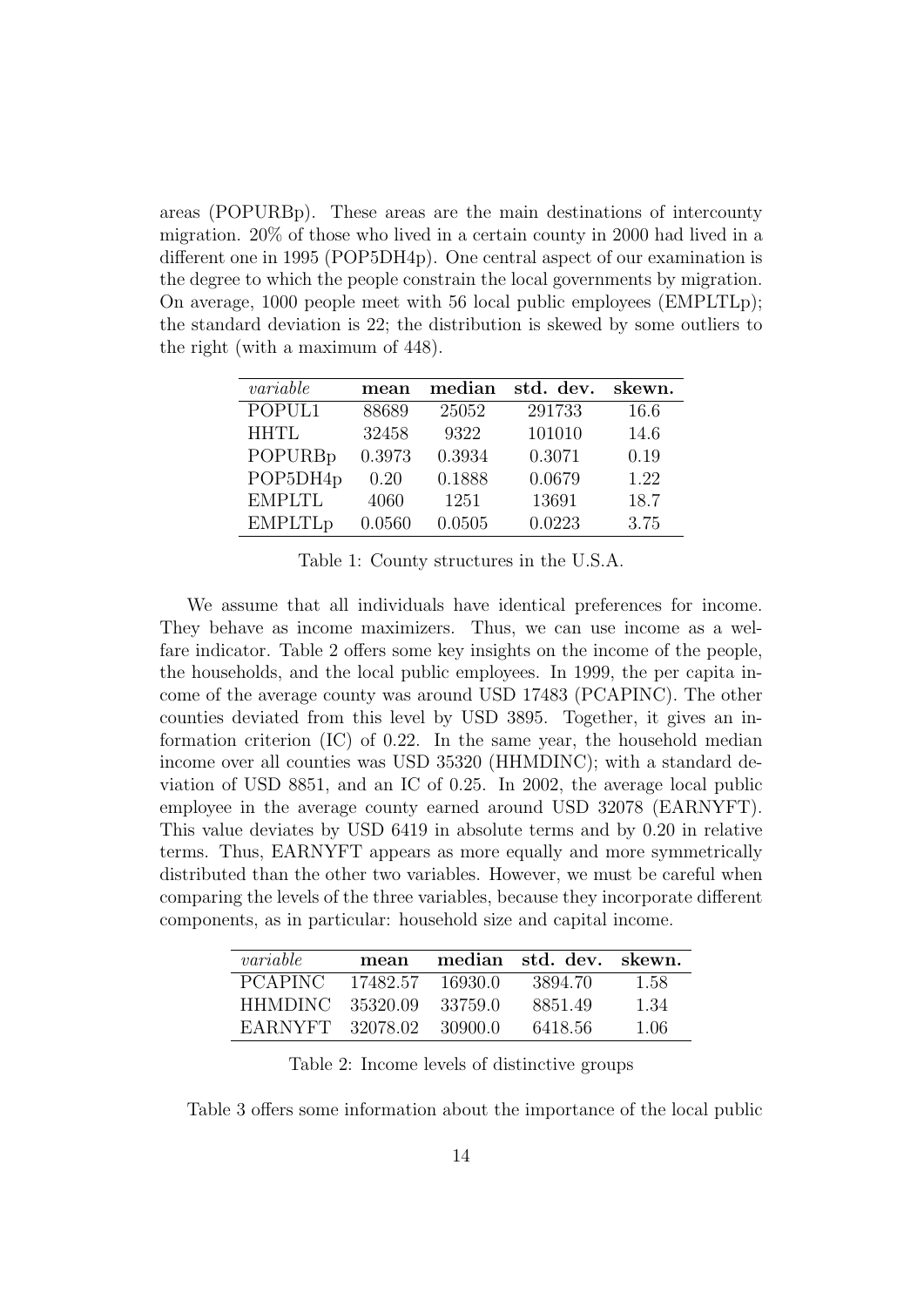areas (POPURBp). These areas are the main destinations of intercounty migration. 20% of those who lived in a certain county in 2000 had lived in a different one in 1995 (POP5DH4p). One central aspect of our examination is the degree to which the people constrain the local governments by migration. On average, 1000 people meet with 56 local public employees (EMPLTLp); the standard deviation is 22; the distribution is skewed by some outliers to the right (with a maximum of 448).

| *variable* | **mean** | **median** | **std. dev.** | **skewn.** |
|---|---|---|---|---|
| POPUL1 | 88689 | 25052 | 291733 | 16.6 |
| HHTL | 32458 | 9322 | 101010 | 14.6 |
| POPURBp | 0.3973 | 0.3934 | 0.3071 | 0.19 |
| POP5DH4p | 0.20 | 0.1888 | 0.0679 | 1.22 |
| EMPLTL | 4060 | 1251 | 13691 | 18.7 |
| EMPLTLp | 0.0560 | 0.0505 | 0.0223 | 3.75 |

Table 1: County structures in the U.S.A.

We assume that all individuals have identical preferences for income. They behave as income maximizers. Thus, we can use income as a welfare indicator. Table 2 offers some key insights on the income of the people, the households, and the local public employees. In 1999, the per capita income of the average county was around USD 17483 (PCAPINC). The other counties deviated from this level by USD 3895. Together, it gives an information criterion (IC) of 0.22. In the same year, the household median income over all counties was USD 35320 (HHMDINC); with a standard deviation of USD 8851, and an IC of 0.25. In 2002, the average local public employee in the average county earned around USD 32078 (EARNYFT). This value deviates by USD 6419 in absolute terms and by 0.20 in relative terms. Thus, EARNYFT appears as more equally and more symmetrically distributed than the other two variables. However, we must be careful when comparing the levels of the three variables, because they incorporate different components, as in particular: household size and capital income.

| *variable* | **mean** | **median** | **std. dev.** | **skewn.** |
|---|---|---|---|---|
| PCAPINC | 17482.57 | 16930.0 | 3894.70 | 1.58 |
| HHMDINC | 35320.09 | 33759.0 | 8851.49 | 1.34 |
| EARNYFT | 32078.02 | 30900.0 | 6418.56 | 1.06 |

Table 2: Income levels of distinctive groups

Table 3 offers some information about the importance of the local public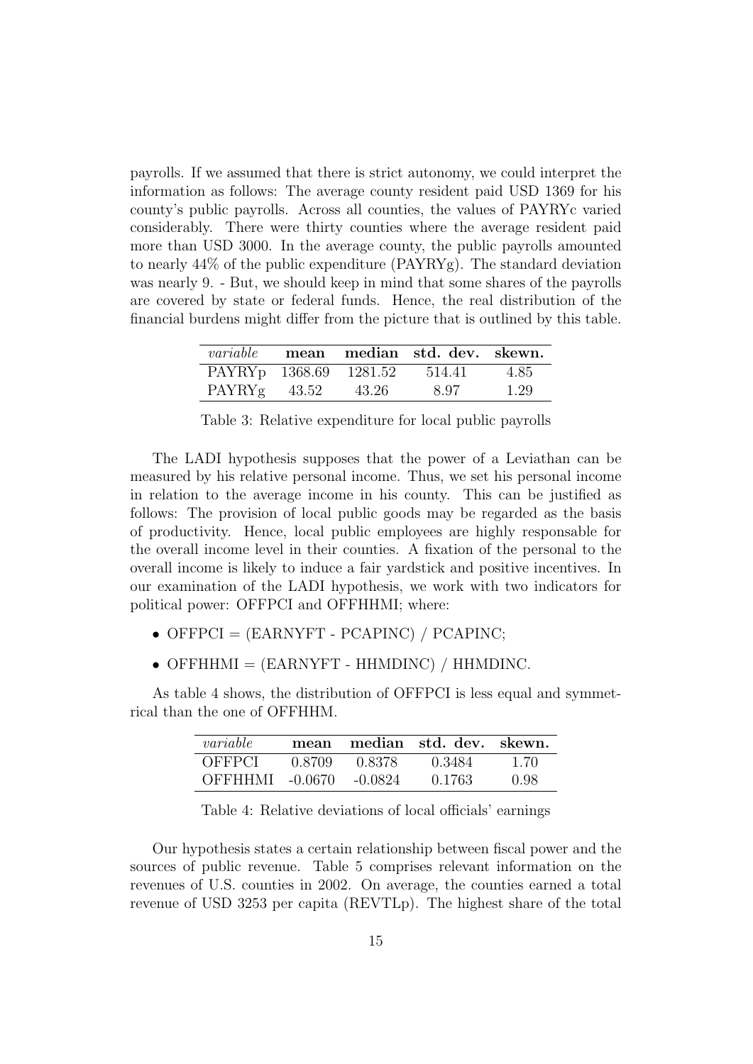payrolls. If we assumed that there is strict autonomy, we could interpret the information as follows: The average county resident paid USD 1369 for his county's public payrolls. Across all counties, the values of PAYRYc varied considerably. There were thirty counties where the average resident paid more than USD 3000. In the average county, the public payrolls amounted to nearly 44% of the public expenditure (PAYRYg). The standard deviation was nearly 9. - But, we should keep in mind that some shares of the payrolls are covered by state or federal funds. Hence, the real distribution of the financial burdens might differ from the picture that is outlined by this table.

| *variable* | **mean** | **median** | **std. dev.** | **skewn.** |
|---|---|---|---|---|
| PAYRYp | 1368.69 | 1281.52 | 514.41 | 4.85 |
| PAYRYg | 43.52 | 43.26 | 8.97 | 1.29 |

Table 3: Relative expenditure for local public payrolls

The LADI hypothesis supposes that the power of a Leviathan can be measured by his relative personal income. Thus, we set his personal income in relation to the average income in his county. This can be justified as follows: The provision of local public goods may be regarded as the basis of productivity. Hence, local public employees are highly responsable for the overall income level in their counties. A fixation of the personal to the overall income is likely to induce a fair yardstick and positive incentives. In our examination of the LADI hypothesis, we work with two indicators for political power: OFFPCI and OFFHHMI; where:

- OFFPCI = (EARNYFT - PCAPINC) / PCAPINC;
- OFFHHMI = (EARNYFT - HHMDINC) / HHMDINC.

As table 4 shows, the distribution of OFFPCI is less equal and symmetrical than the one of OFFHHM.

| *variable* | **mean** | **median** | **std. dev.** | **skewn.** |
|---|---|---|---|---|
| OFFPCI | 0.8709 | 0.8378 | 0.3484 | 1.70 |
| OFFHHMI | -0.0670 | -0.0824 | 0.1763 | 0.98 |

Table 4: Relative deviations of local officials' earnings

Our hypothesis states a certain relationship between fiscal power and the sources of public revenue. Table 5 comprises relevant information on the revenues of U.S. counties in 2002. On average, the counties earned a total revenue of USD 3253 per capita (REVTLp). The highest share of the total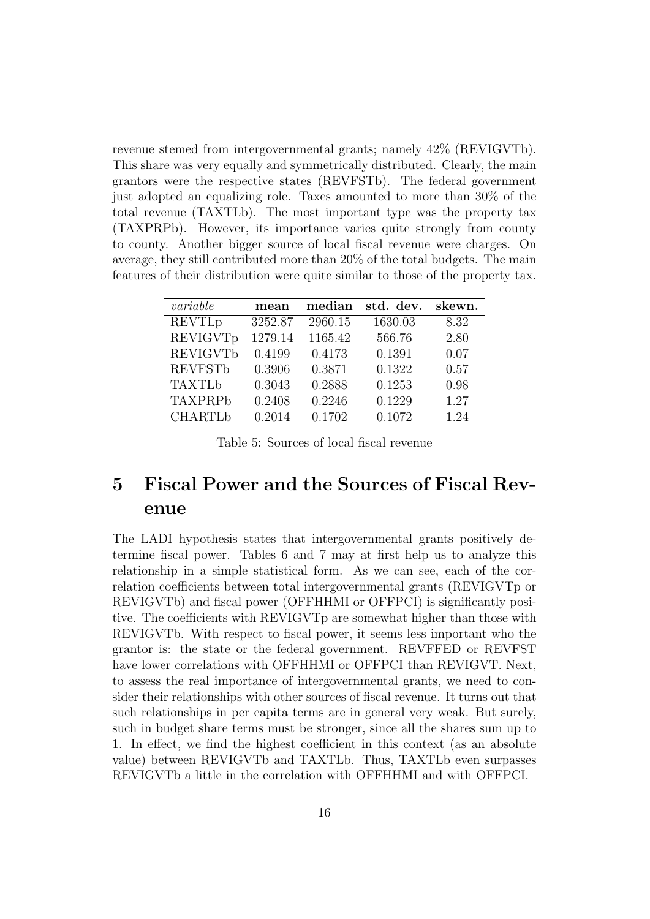revenue stemed from intergovernmental grants; namely 42% (REVIGVTb). This share was very equally and symmetrically distributed. Clearly, the main grantors were the respective states (REVFSTb). The federal government just adopted an equalizing role. Taxes amounted to more than 30% of the total revenue (TAXTLb). The most important type was the property tax (TAXPRPb). However, its importance varies quite strongly from county to county. Another bigger source of local fiscal revenue were charges. On average, they still contributed more than 20% of the total budgets. The main features of their distribution were quite similar to those of the property tax.

| *variable* | **mean** | **median** | **std. dev.** | **skewn.** |
|---|---|---|---|---|
| REVTLp | 3252.87 | 2960.15 | 1630.03 | 8.32 |
| REVIGVTp | 1279.14 | 1165.42 | 566.76 | 2.80 |
| REVIGVTb | 0.4199 | 0.4173 | 0.1391 | 0.07 |
| REVFSTb | 0.3906 | 0.3871 | 0.1322 | 0.57 |
| TAXTLb | 0.3043 | 0.2888 | 0.1253 | 0.98 |
| TAXPRPb | 0.2408 | 0.2246 | 0.1229 | 1.27 |
| CHARTLb | 0.2014 | 0.1702 | 0.1072 | 1.24 |

Table 5: Sources of local fiscal revenue

# 5 Fiscal Power and the Sources of Fiscal Revenue

The LADI hypothesis states that intergovernmental grants positively determine fiscal power. Tables 6 and 7 may at first help us to analyze this relationship in a simple statistical form. As we can see, each of the correlation coefficients between total intergovernmental grants (REVIGVTp or REVIGVTb) and fiscal power (OFFHHMI or OFFPCI) is significantly positive. The coefficients with REVIGVTp are somewhat higher than those with REVIGVTb. With respect to fiscal power, it seems less important who the grantor is: the state or the federal government. REVFFED or REVFST have lower correlations with OFFHHMI or OFFPCI than REVIGVT. Next, to assess the real importance of intergovernmental grants, we need to consider their relationships with other sources of fiscal revenue. It turns out that such relationships in per capita terms are in general very weak. But surely, such in budget share terms must be stronger, since all the shares sum up to 1. In effect, we find the highest coefficient in this context (as an absolute value) between REVIGVTb and TAXTLb. Thus, TAXTLb even surpasses REVIGVTb a little in the correlation with OFFHHMI and with OFFPCI.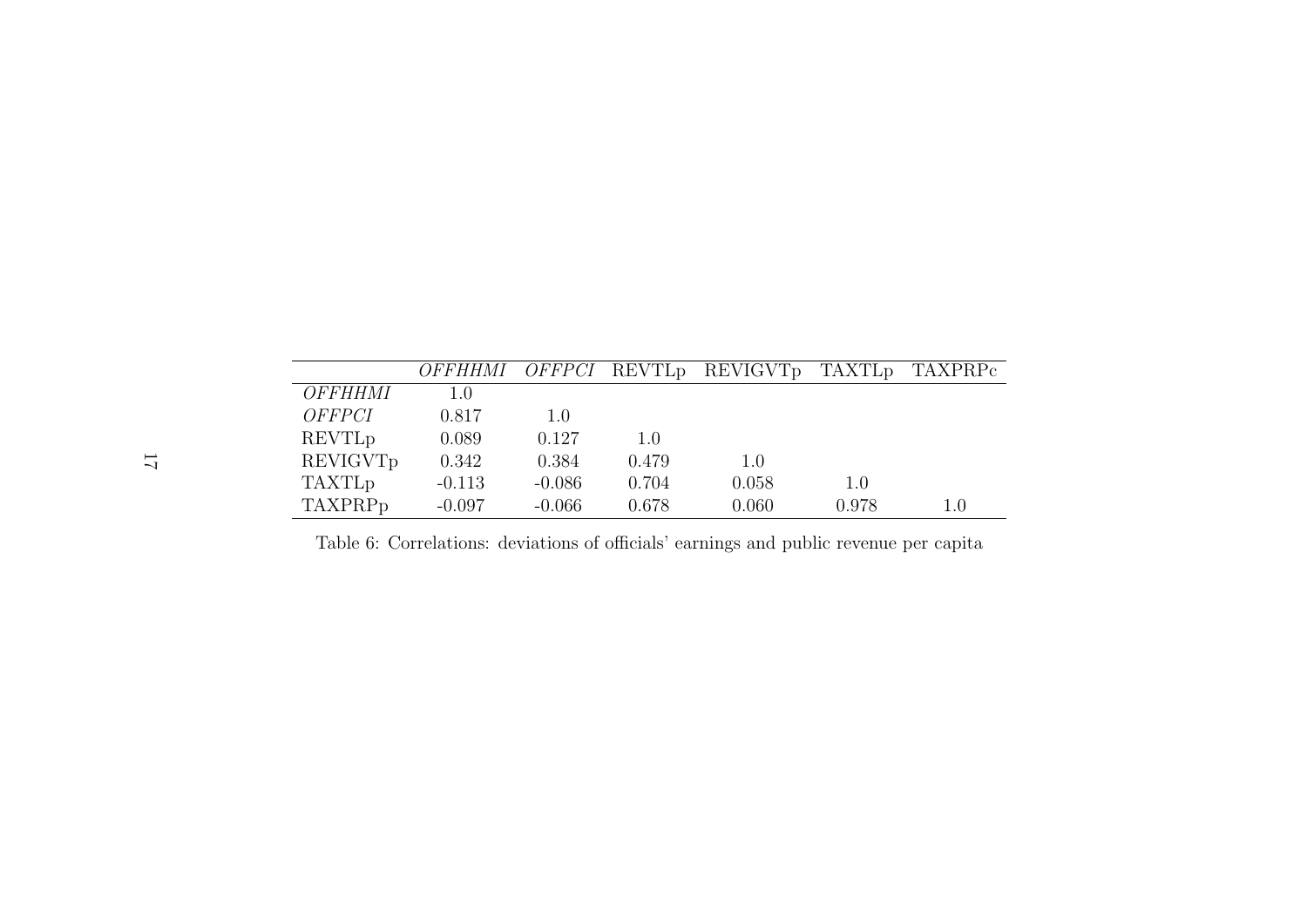| | *OFFHHMI* | *OFFPCI* | REVTLp | REVIGVTp | TAXTLp | TAXPRPc |
|---|---|---|---|---|---|---|
| *OFFHHMI* | 1.0 | | | | | |
| *OFFPCI* | 0.817 | 1.0 | | | | |
| REVTLp | 0.089 | 0.127 | 1.0 | | | |
| REVIGVTp | 0.342 | 0.384 | 0.479 | 1.0 | | |
| TAXTLp | -0.113 | -0.086 | 0.704 | 0.058 | 1.0 | |
| TAXPRPp | -0.097 | -0.066 | 0.678 | 0.060 | 0.978 | 1.0 |

Table 6: Correlations: deviations of officials' earnings and public revenue per capita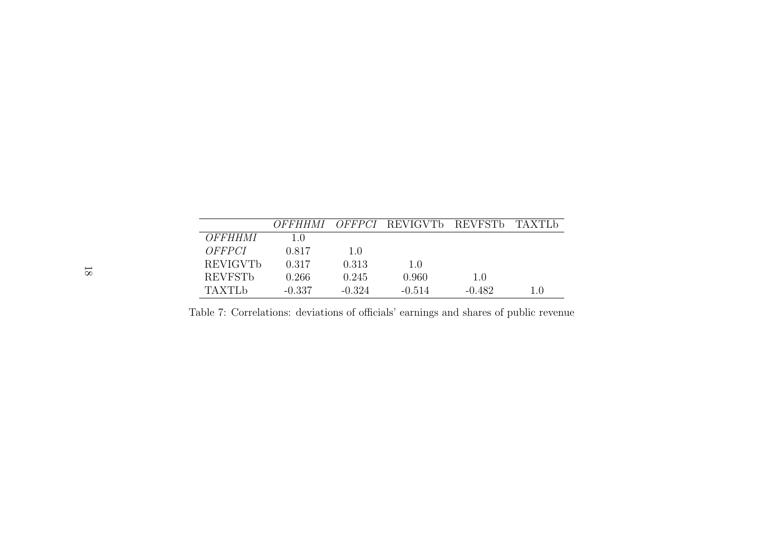| | *OFFHHMI* | *OFFPCI* | REVIGVTb | REVFSTb | TAXTLb |
|---|---|---|---|---|---|
| *OFFHHMI* | 1.0 | | | | |
| *OFFPCI* | 0.817 | 1.0 | | | |
| REVIGVTb | 0.317 | 0.313 | 1.0 | | |
| REVFSTb | 0.266 | 0.245 | 0.960 | 1.0 | |
| TAXTLb | -0.337 | -0.324 | -0.514 | -0.482 | 1.0 |

Table 7: Correlations: deviations of officials' earnings and shares of public revenue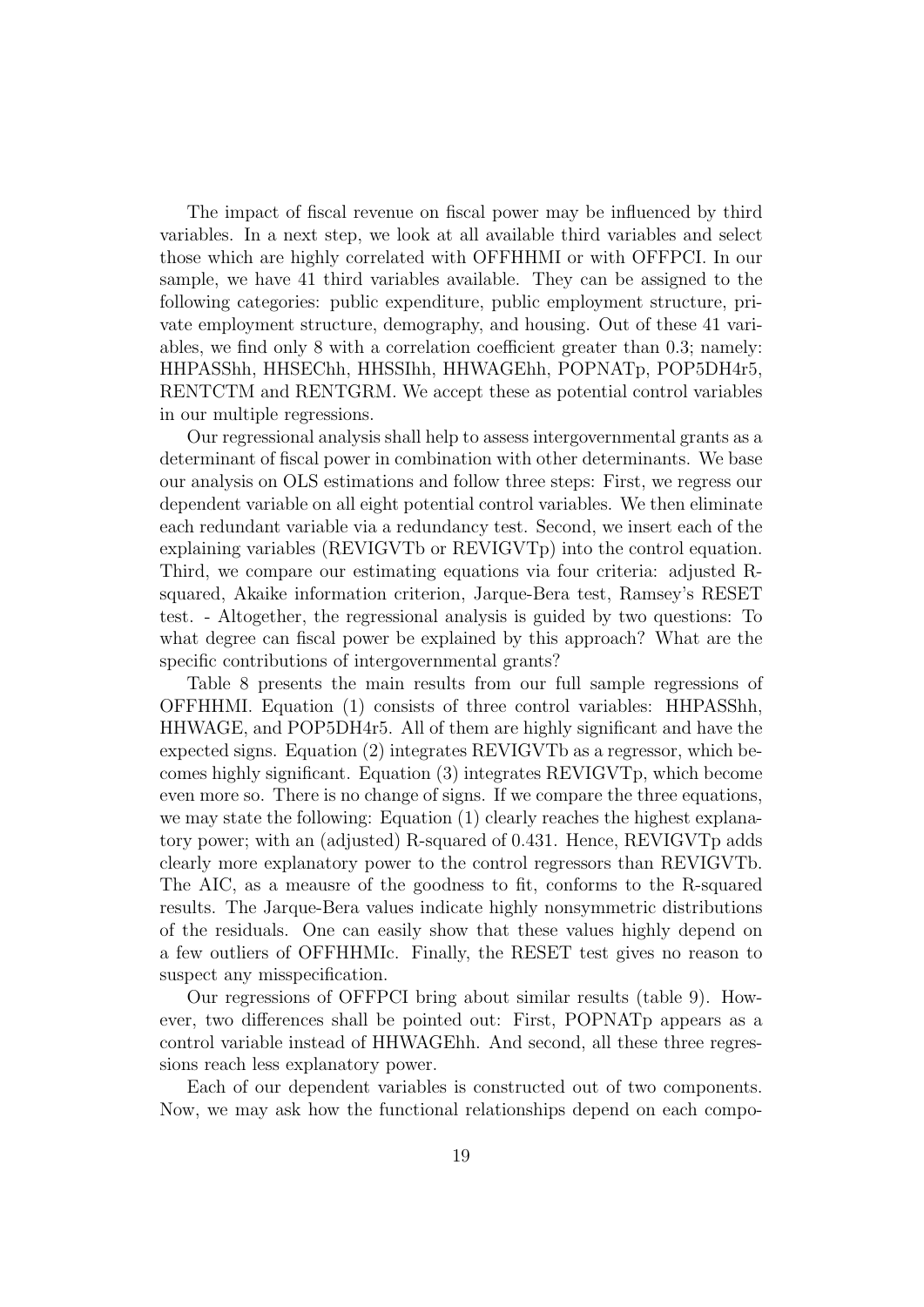The impact of fiscal revenue on fiscal power may be influenced by third variables. In a next step, we look at all available third variables and select those which are highly correlated with OFFHHMI or with OFFPCI. In our sample, we have 41 third variables available. They can be assigned to the following categories: public expenditure, public employment structure, private employment structure, demography, and housing. Out of these 41 variables, we find only 8 with a correlation coefficient greater than 0.3; namely: HHPASShh, HHSEChh, HHSSIhh, HHWAGEhh, POPNATp, POP5DH4r5, RENTCTM and RENTGRM. We accept these as potential control variables in our multiple regressions.

Our regressional analysis shall help to assess intergovernmental grants as a determinant of fiscal power in combination with other determinants. We base our analysis on OLS estimations and follow three steps: First, we regress our dependent variable on all eight potential control variables. We then eliminate each redundant variable via a redundancy test. Second, we insert each of the explaining variables (REVIGVTb or REVIGVTp) into the control equation. Third, we compare our estimating equations via four criteria: adjusted R-squared, Akaike information criterion, Jarque-Bera test, Ramsey's RESET test. - Altogether, the regressional analysis is guided by two questions: To what degree can fiscal power be explained by this approach? What are the specific contributions of intergovernmental grants?

Table 8 presents the main results from our full sample regressions of OFFHHMI. Equation (1) consists of three control variables: HHPASShh, HHWAGE, and POP5DH4r5. All of them are highly significant and have the expected signs. Equation (2) integrates REVIGVTb as a regressor, which becomes highly significant. Equation (3) integrates REVIGVTp, which become even more so. There is no change of signs. If we compare the three equations, we may state the following: Equation (1) clearly reaches the highest explanatory power; with an (adjusted) R-squared of 0.431. Hence, REVIGVTp adds clearly more explanatory power to the control regressors than REVIGVTb. The AIC, as a meausre of the goodness to fit, conforms to the R-squared results. The Jarque-Bera values indicate highly nonsymmetric distributions of the residuals. One can easily show that these values highly depend on a few outliers of OFFHHMIc. Finally, the RESET test gives no reason to suspect any misspecification.

Our regressions of OFFPCI bring about similar results (table 9). However, two differences shall be pointed out: First, POPNATp appears as a control variable instead of HHWAGEhh. And second, all these three regressions reach less explanatory power.

Each of our dependent variables is constructed out of two components. Now, we may ask how the functional relationships depend on each compo-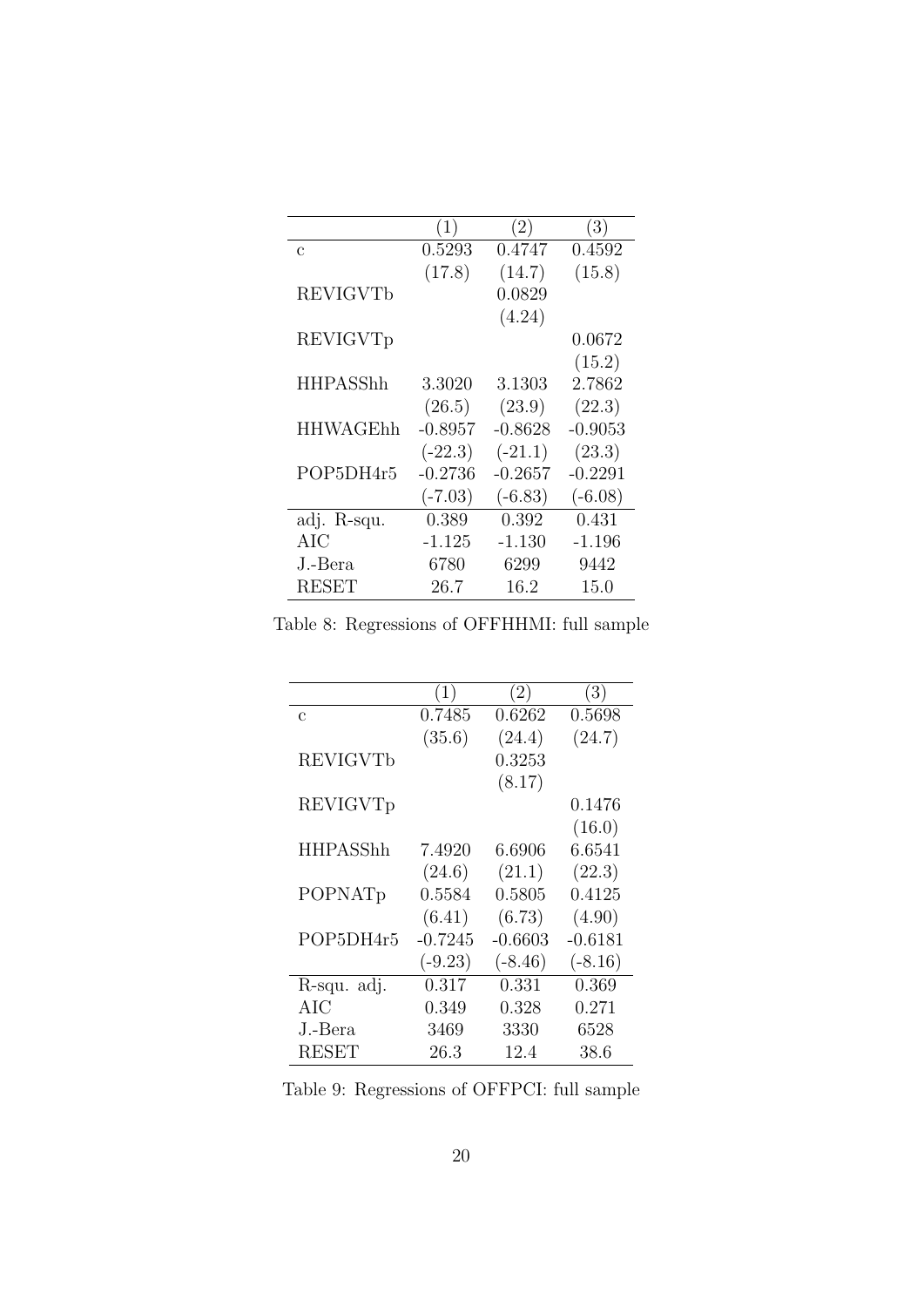| | (1) | (2) | (3) |
|---|---|---|---|
| c | 0.5293 | 0.4747 | 0.4592 |
| | (17.8) | (14.7) | (15.8) |
| REVIGVTb | | 0.0829 | |
| | | (4.24) | |
| REVIGVTp | | | 0.0672 |
| | | | (15.2) |
| HHPASShh | 3.3020 | 3.1303 | 2.7862 |
| | (26.5) | (23.9) | (22.3) |
| HHWAGEhh | -0.8957 | -0.8628 | -0.9053 |
| | (-22.3) | (-21.1) | (23.3) |
| POP5DH4r5 | -0.2736 | -0.2657 | -0.2291 |
| | (-7.03) | (-6.83) | (-6.08) |
| adj. R-squ. | 0.389 | 0.392 | 0.431 |
| AIC | -1.125 | -1.130 | -1.196 |
| J.-Bera | 6780 | 6299 | 9442 |
| RESET | 26.7 | 16.2 | 15.0 |

Table 8: Regressions of OFFHHMI: full sample

| | (1) | (2) | (3) |
|---|---|---|---|
| c | 0.7485 | 0.6262 | 0.5698 |
| | (35.6) | (24.4) | (24.7) |
| REVIGVTb | | 0.3253 | |
| | | (8.17) | |
| REVIGVTp | | | 0.1476 |
| | | | (16.0) |
| HHPASShh | 7.4920 | 6.6906 | 6.6541 |
| | (24.6) | (21.1) | (22.3) |
| POPNATp | 0.5584 | 0.5805 | 0.4125 |
| | (6.41) | (6.73) | (4.90) |
| POP5DH4r5 | -0.7245 | -0.6603 | -0.6181 |
| | (-9.23) | (-8.46) | (-8.16) |
| R-squ. adj. | 0.317 | 0.331 | 0.369 |
| AIC | 0.349 | 0.328 | 0.271 |
| J.-Bera | 3469 | 3330 | 6528 |
| RESET | 26.3 | 12.4 | 38.6 |

Table 9: Regressions of OFFPCI: full sample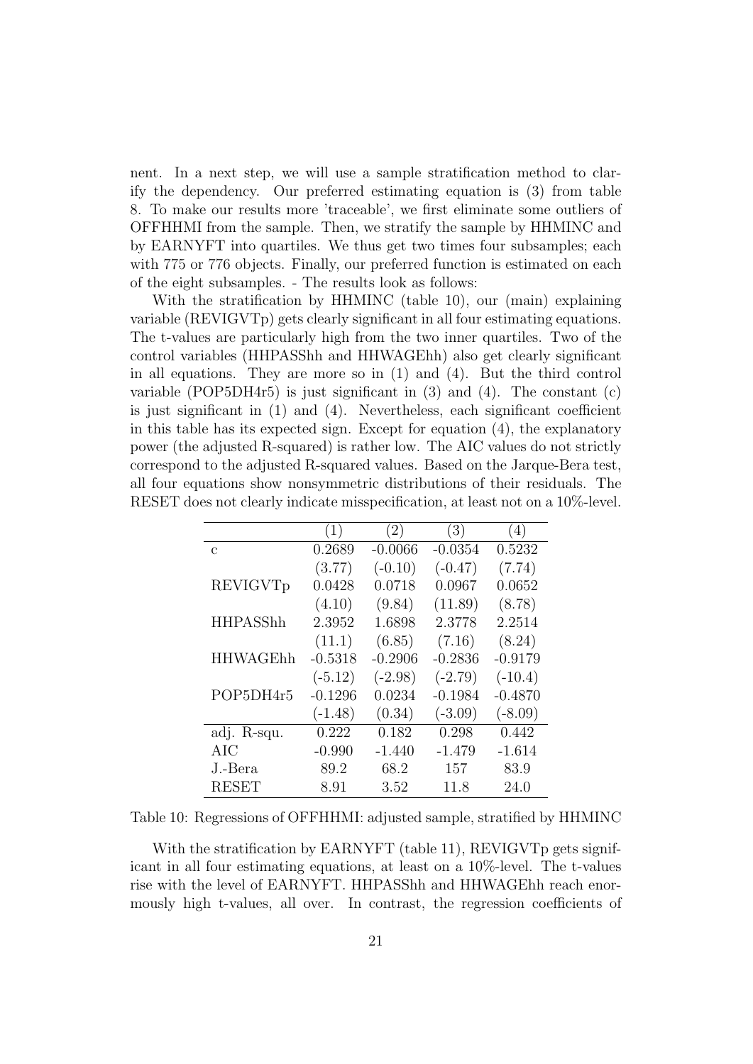nent. In a next step, we will use a sample stratification method to clarify the dependency. Our preferred estimating equation is (3) from table 8. To make our results more 'traceable', we first eliminate some outliers of OFFHHMI from the sample. Then, we stratify the sample by HHMINC and by EARNYFT into quartiles. We thus get two times four subsamples; each with 775 or 776 objects. Finally, our preferred function is estimated on each of the eight subsamples. - The results look as follows:

With the stratification by HHMINC (table 10), our (main) explaining variable (REVIGVTp) gets clearly significant in all four estimating equations. The t-values are particularly high from the two inner quartiles. Two of the control variables (HHPASShh and HHWAGEhh) also get clearly significant in all equations. They are more so in (1) and (4). But the third control variable (POP5DH4r5) is just significant in (3) and (4). The constant (c) is just significant in (1) and (4). Nevertheless, each significant coefficient in this table has its expected sign. Except for equation (4), the explanatory power (the adjusted R-squared) is rather low. The AIC values do not strictly correspond to the adjusted R-squared values. Based on the Jarque-Bera test, all four equations show nonsymmetric distributions of their residuals. The RESET does not clearly indicate misspecification, at least not on a 10%-level.

| | (1) | (2) | (3) | (4) |
|---|---|---|---|---|
| c | 0.2689 | -0.0066 | -0.0354 | 0.5232 |
| | (3.77) | (-0.10) | (-0.47) | (7.74) |
| REVIGVTp | 0.0428 | 0.0718 | 0.0967 | 0.0652 |
| | (4.10) | (9.84) | (11.89) | (8.78) |
| HHPASShh | 2.3952 | 1.6898 | 2.3778 | 2.2514 |
| | (11.1) | (6.85) | (7.16) | (8.24) |
| HHWAGEhh | -0.5318 | -0.2906 | -0.2836 | -0.9179 |
| | (-5.12) | (-2.98) | (-2.79) | (-10.4) |
| POP5DH4r5 | -0.1296 | 0.0234 | -0.1984 | -0.4870 |
| | (-1.48) | (0.34) | (-3.09) | (-8.09) |
| adj. R-squ. | 0.222 | 0.182 | 0.298 | 0.442 |
| AIC | -0.990 | -1.440 | -1.479 | -1.614 |
| J.-Bera | 89.2 | 68.2 | 157 | 83.9 |
| RESET | 8.91 | 3.52 | 11.8 | 24.0 |

Table 10: Regressions of OFFHHMI: adjusted sample, stratified by HHMINC

With the stratification by EARNYFT (table 11), REVIGVTp gets significant in all four estimating equations, at least on a 10%-level. The t-values rise with the level of EARNYFT. HHPASShh and HHWAGEhh reach enormously high t-values, all over. In contrast, the regression coefficients of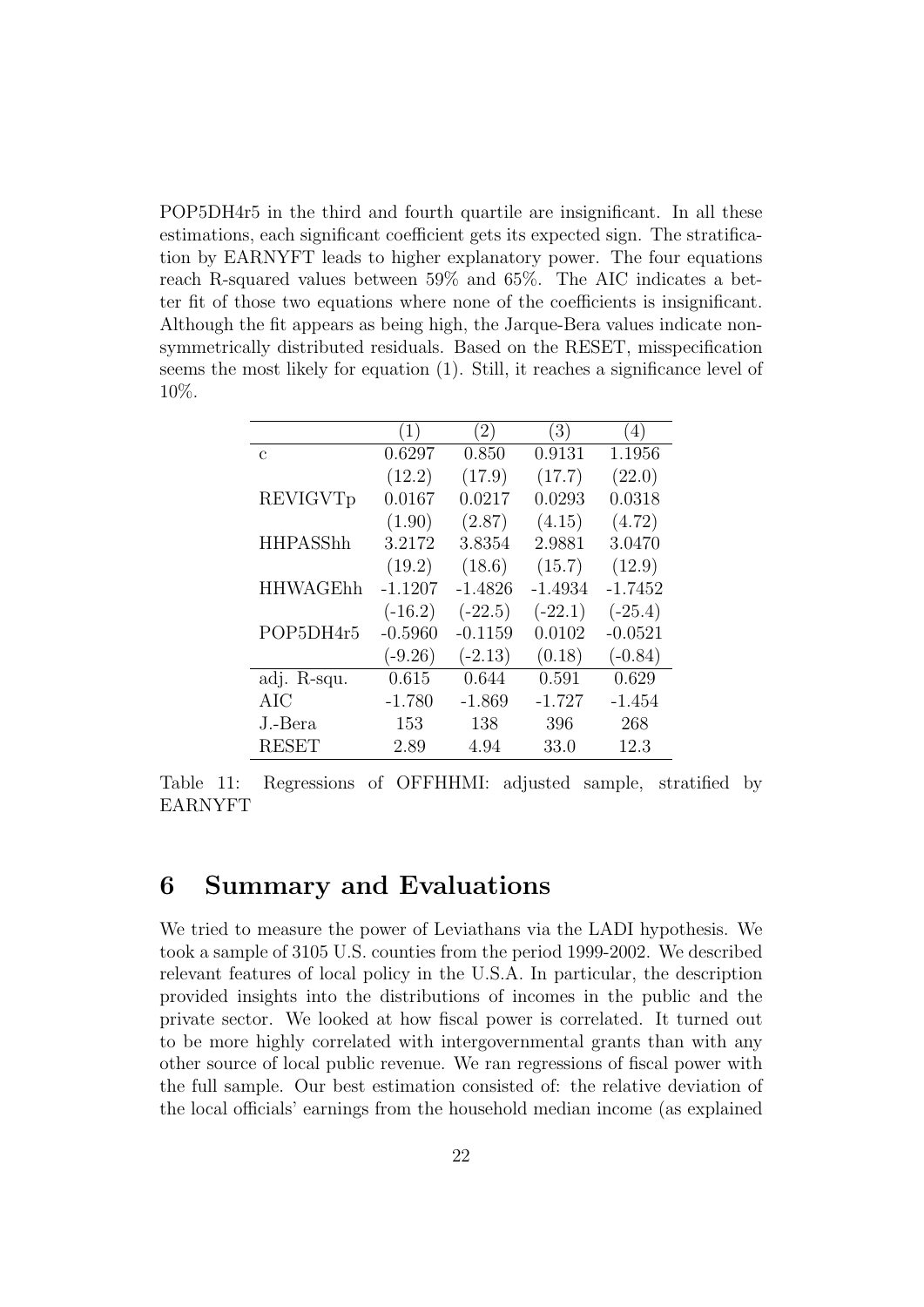POP5DH4r5 in the third and fourth quartile are insignificant. In all these estimations, each significant coefficient gets its expected sign. The stratification by EARNYFT leads to higher explanatory power. The four equations reach R-squared values between 59% and 65%. The AIC indicates a better fit of those two equations where none of the coefficients is insignificant. Although the fit appears as being high, the Jarque-Bera values indicate non-symmetrically distributed residuals. Based on the RESET, misspecification seems the most likely for equation (1). Still, it reaches a significance level of 10%.

| | (1) | (2) | (3) | (4) |
|---|---|---|---|---|
| c | 0.6297 | 0.850 | 0.9131 | 1.1956 |
| | (12.2) | (17.9) | (17.7) | (22.0) |
| REVIGVTp | 0.0167 | 0.0217 | 0.0293 | 0.0318 |
| | (1.90) | (2.87) | (4.15) | (4.72) |
| HHPASShh | 3.2172 | 3.8354 | 2.9881 | 3.0470 |
| | (19.2) | (18.6) | (15.7) | (12.9) |
| HHWAGEhh | -1.1207 | -1.4826 | -1.4934 | -1.7452 |
| | (-16.2) | (-22.5) | (-22.1) | (-25.4) |
| POP5DH4r5 | -0.5960 | -0.1159 | 0.0102 | -0.0521 |
| | (-9.26) | (-2.13) | (0.18) | (-0.84) |
| adj. R-squ. | 0.615 | 0.644 | 0.591 | 0.629 |
| AIC | -1.780 | -1.869 | -1.727 | -1.454 |
| J.-Bera | 153 | 138 | 396 | 268 |
| RESET | 2.89 | 4.94 | 33.0 | 12.3 |

Table 11: Regressions of OFFHHMI: adjusted sample, stratified by EARNYFT

# 6 Summary and Evaluations

We tried to measure the power of Leviathans via the LADI hypothesis. We took a sample of 3105 U.S. counties from the period 1999-2002. We described relevant features of local policy in the U.S.A. In particular, the description provided insights into the distributions of incomes in the public and the private sector. We looked at how fiscal power is correlated. It turned out to be more highly correlated with intergovernmental grants than with any other source of local public revenue. We ran regressions of fiscal power with the full sample. Our best estimation consisted of: the relative deviation of the local officials' earnings from the household median income (as explained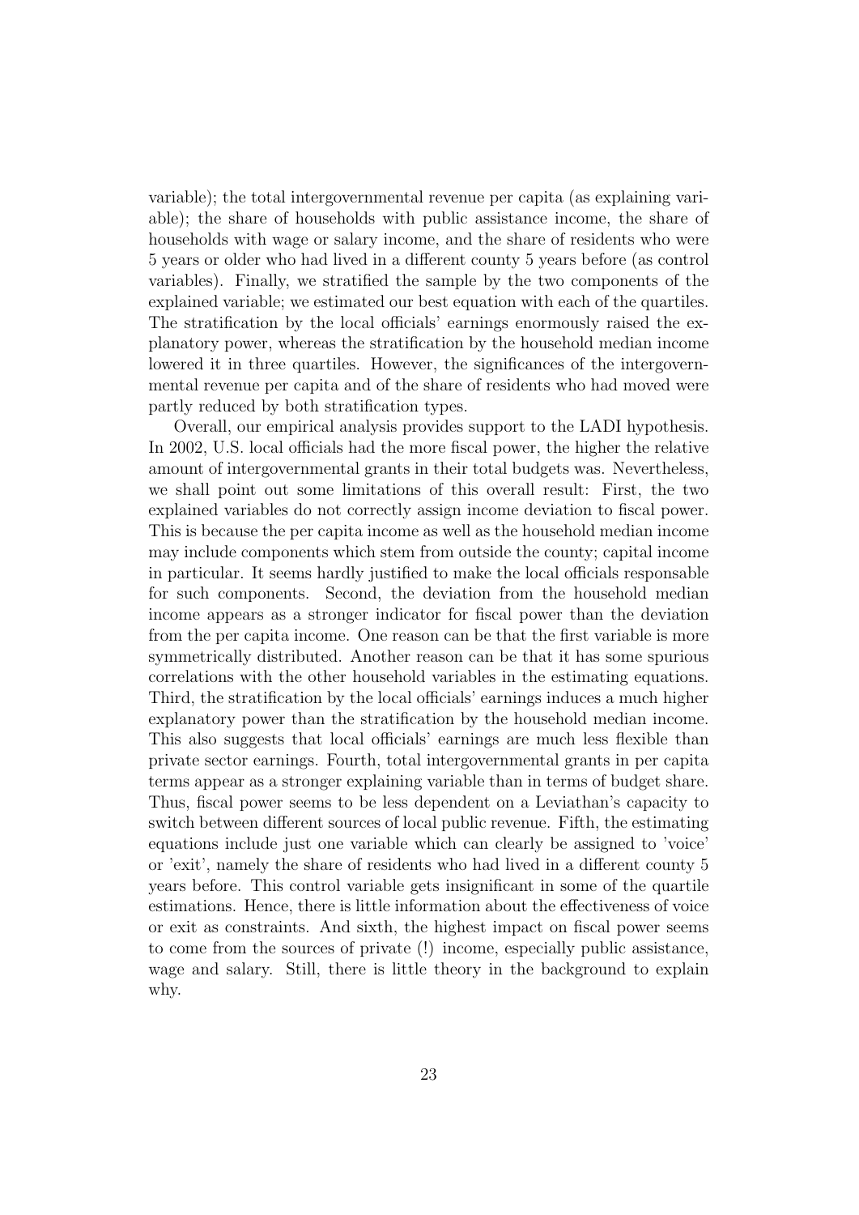variable); the total intergovernmental revenue per capita (as explaining variable); the share of households with public assistance income, the share of households with wage or salary income, and the share of residents who were 5 years or older who had lived in a different county 5 years before (as control variables). Finally, we stratified the sample by the two components of the explained variable; we estimated our best equation with each of the quartiles. The stratification by the local officials' earnings enormously raised the explanatory power, whereas the stratification by the household median income lowered it in three quartiles. However, the significances of the intergovernmental revenue per capita and of the share of residents who had moved were partly reduced by both stratification types.

Overall, our empirical analysis provides support to the LADI hypothesis. In 2002, U.S. local officials had the more fiscal power, the higher the relative amount of intergovernmental grants in their total budgets was. Nevertheless, we shall point out some limitations of this overall result: First, the two explained variables do not correctly assign income deviation to fiscal power. This is because the per capita income as well as the household median income may include components which stem from outside the county; capital income in particular. It seems hardly justified to make the local officials responsable for such components. Second, the deviation from the household median income appears as a stronger indicator for fiscal power than the deviation from the per capita income. One reason can be that the first variable is more symmetrically distributed. Another reason can be that it has some spurious correlations with the other household variables in the estimating equations. Third, the stratification by the local officials' earnings induces a much higher explanatory power than the stratification by the household median income. This also suggests that local officials' earnings are much less flexible than private sector earnings. Fourth, total intergovernmental grants in per capita terms appear as a stronger explaining variable than in terms of budget share. Thus, fiscal power seems to be less dependent on a Leviathan's capacity to switch between different sources of local public revenue. Fifth, the estimating equations include just one variable which can clearly be assigned to 'voice' or 'exit', namely the share of residents who had lived in a different county 5 years before. This control variable gets insignificant in some of the quartile estimations. Hence, there is little information about the effectiveness of voice or exit as constraints. And sixth, the highest impact on fiscal power seems to come from the sources of private (!) income, especially public assistance, wage and salary. Still, there is little theory in the background to explain why.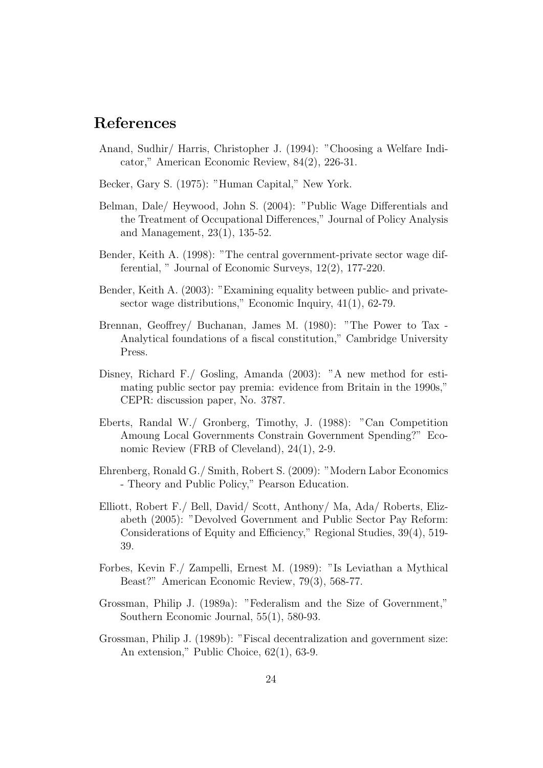# References

Anand, Sudhir/ Harris, Christopher J. (1994): "Choosing a Welfare Indicator," American Economic Review, 84(2), 226-31.

Becker, Gary S. (1975): "Human Capital," New York.

Belman, Dale/ Heywood, John S. (2004): "Public Wage Differentials and the Treatment of Occupational Differences," Journal of Policy Analysis and Management, 23(1), 135-52.

Bender, Keith A. (1998): "The central government-private sector wage differential, " Journal of Economic Surveys, 12(2), 177-220.

Bender, Keith A. (2003): "Examining equality between public- and private-sector wage distributions," Economic Inquiry, 41(1), 62-79.

Brennan, Geoffrey/ Buchanan, James M. (1980): "The Power to Tax - Analytical foundations of a fiscal constitution," Cambridge University Press.

Disney, Richard F./ Gosling, Amanda (2003): "A new method for estimating public sector pay premia: evidence from Britain in the 1990s," CEPR: discussion paper, No. 3787.

Eberts, Randal W./ Gronberg, Timothy, J. (1988): "Can Competition Amoung Local Governments Constrain Government Spending?" Economic Review (FRB of Cleveland), 24(1), 2-9.

Ehrenberg, Ronald G./ Smith, Robert S. (2009): "Modern Labor Economics - Theory and Public Policy," Pearson Education.

Elliott, Robert F./ Bell, David/ Scott, Anthony/ Ma, Ada/ Roberts, Elizabeth (2005): "Devolved Government and Public Sector Pay Reform: Considerations of Equity and Efficiency," Regional Studies, 39(4), 519-39.

Forbes, Kevin F./ Zampelli, Ernest M. (1989): "Is Leviathan a Mythical Beast?" American Economic Review, 79(3), 568-77.

Grossman, Philip J. (1989a): "Federalism and the Size of Government," Southern Economic Journal, 55(1), 580-93.

Grossman, Philip J. (1989b): "Fiscal decentralization and government size: An extension," Public Choice, 62(1), 63-9.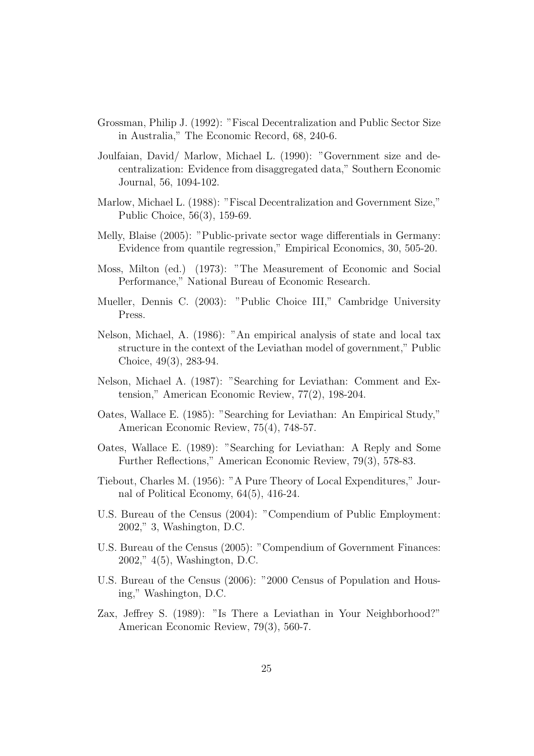Grossman, Philip J. (1992): "Fiscal Decentralization and Public Sector Size in Australia," The Economic Record, 68, 240-6.

Joulfaian, David/ Marlow, Michael L. (1990): "Government size and decentralization: Evidence from disaggregated data," Southern Economic Journal, 56, 1094-102.

Marlow, Michael L. (1988): "Fiscal Decentralization and Government Size," Public Choice, 56(3), 159-69.

Melly, Blaise (2005): "Public-private sector wage differentials in Germany: Evidence from quantile regression," Empirical Economics, 30, 505-20.

Moss, Milton (ed.) (1973): "The Measurement of Economic and Social Performance," National Bureau of Economic Research.

Mueller, Dennis C. (2003): "Public Choice III," Cambridge University Press.

Nelson, Michael, A. (1986): "An empirical analysis of state and local tax structure in the context of the Leviathan model of government," Public Choice, 49(3), 283-94.

Nelson, Michael A. (1987): "Searching for Leviathan: Comment and Extension," American Economic Review, 77(2), 198-204.

Oates, Wallace E. (1985): "Searching for Leviathan: An Empirical Study," American Economic Review, 75(4), 748-57.

Oates, Wallace E. (1989): "Searching for Leviathan: A Reply and Some Further Reflections," American Economic Review, 79(3), 578-83.

Tiebout, Charles M. (1956): "A Pure Theory of Local Expenditures," Journal of Political Economy, 64(5), 416-24.

U.S. Bureau of the Census (2004): "Compendium of Public Employment: 2002," 3, Washington, D.C.

U.S. Bureau of the Census (2005): "Compendium of Government Finances: 2002," 4(5), Washington, D.C.

U.S. Bureau of the Census (2006): "2000 Census of Population and Housing," Washington, D.C.

Zax, Jeffrey S. (1989): "Is There a Leviathan in Your Neighborhood?" American Economic Review, 79(3), 560-7.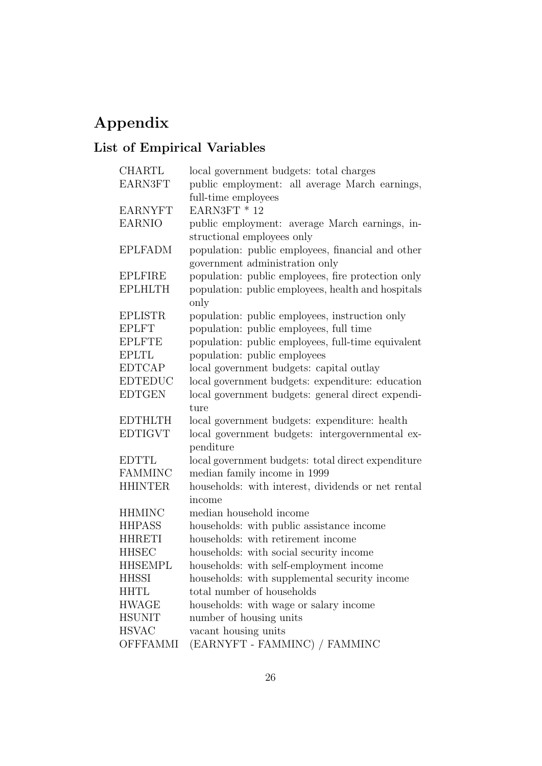# Appendix

## List of Empirical Variables

| | |
|---|---|
| CHARTL | local government budgets: total charges |
| EARN3FT | public employment: all average March earnings, full-time employees |
| EARNYFT | EARN3FT * 12 |
| EARNIO | public employment: average March earnings, instructional employees only |
| EPLFADM | population: public employees, financial and other government administration only |
| EPLFIRE | population: public employees, fire protection only |
| EPLHLTH | population: public employees, health and hospitals only |
| EPLISTR | population: public employees, instruction only |
| EPLFT | population: public employees, full time |
| EPLFTE | population: public employees, full-time equivalent |
| EPLTL | population: public employees |
| EDTCAP | local government budgets: capital outlay |
| EDTEDUC | local government budgets: expenditure: education |
| EDTGEN | local government budgets: general direct expenditure |
| EDTHLTH | local government budgets: expenditure: health |
| EDTIGVT | local government budgets: intergovernmental expenditure |
| EDTTL | local government budgets: total direct expenditure |
| FAMMINC | median family income in 1999 |
| HHINTER | households: with interest, dividends or net rental income |
| HHMINC | median household income |
| HHPASS | households: with public assistance income |
| HHRETI | households: with retirement income |
| HHSEC | households: with social security income |
| HHSEMPL | households: with self-employment income |
| HHSSI | households: with supplemental security income |
| HHTL | total number of households |
| HWAGE | households: with wage or salary income |
| HSUNIT | number of housing units |
| HSVAC | vacant housing units |
| OFFFAMMI | (EARNYFT - FAMMINC) / FAMMINC |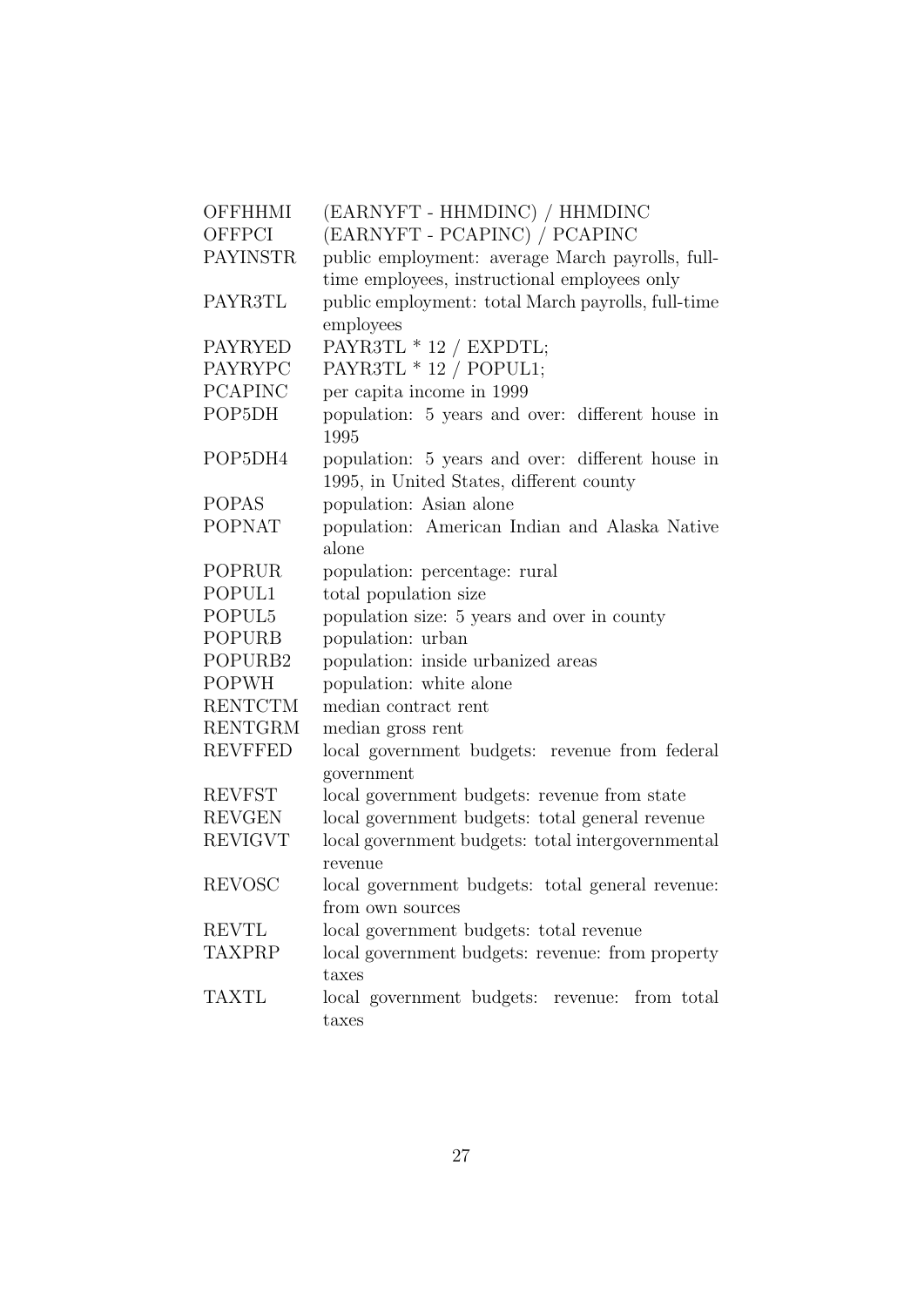| | |
|---|---|
| OFFHHMI | (EARNYFT - HHMDINC) / HHMDINC |
| OFFPCI | (EARNYFT - PCAPINC) / PCAPINC |
| PAYINSTR | public employment: average March payrolls, full-time employees, instructional employees only |
| PAYR3TL | public employment: total March payrolls, full-time employees |
| PAYRYED | PAYR3TL * 12 / EXPDTL; |
| PAYRYPC | PAYR3TL * 12 / POPUL1; |
| PCAPINC | per capita income in 1999 |
| POP5DH | population: 5 years and over: different house in 1995 |
| POP5DH4 | population: 5 years and over: different house in 1995, in United States, different county |
| POPAS | population: Asian alone |
| POPNAT | population: American Indian and Alaska Native alone |
| POPRUR | population: percentage: rural |
| POPUL1 | total population size |
| POPUL5 | population size: 5 years and over in county |
| POPURB | population: urban |
| POPURB2 | population: inside urbanized areas |
| POPWH | population: white alone |
| RENTCTM | median contract rent |
| RENTGRM | median gross rent |
| REVFFED | local government budgets: revenue from federal government |
| REVFST | local government budgets: revenue from state |
| REVGEN | local government budgets: total general revenue |
| REVIGVT | local government budgets: total intergovernmental revenue |
| REVOSC | local government budgets: total general revenue: from own sources |
| REVTL | local government budgets: total revenue |
| TAXPRP | local government budgets: revenue: from property taxes |
| TAXTL | local government budgets: revenue: from total taxes |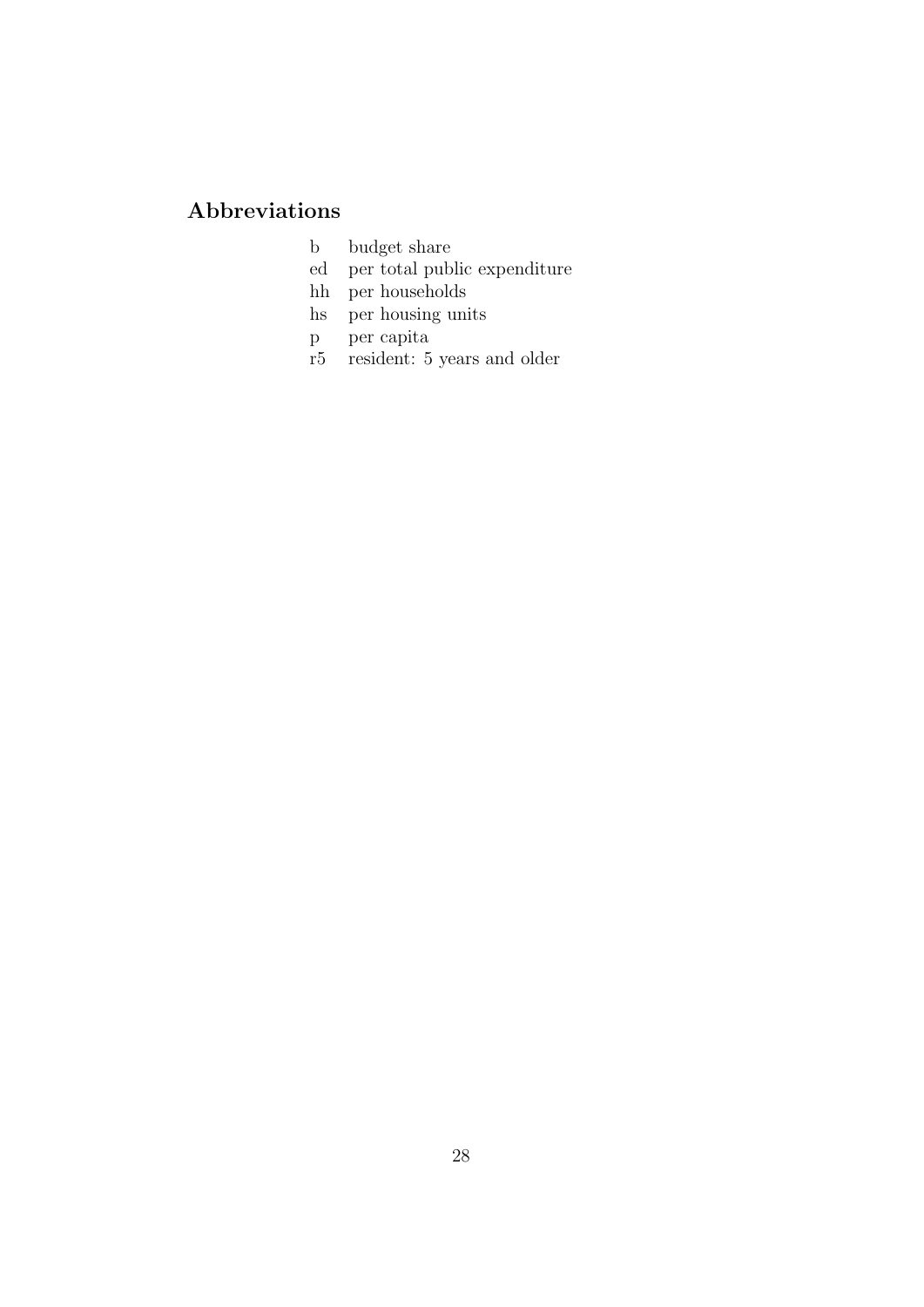## Abbreviations

| | |
|---|---|
| b | budget share |
| ed | per total public expenditure |
| hh | per households |
| hs | per housing units |
| p | per capita |
| r5 | resident: 5 years and older |